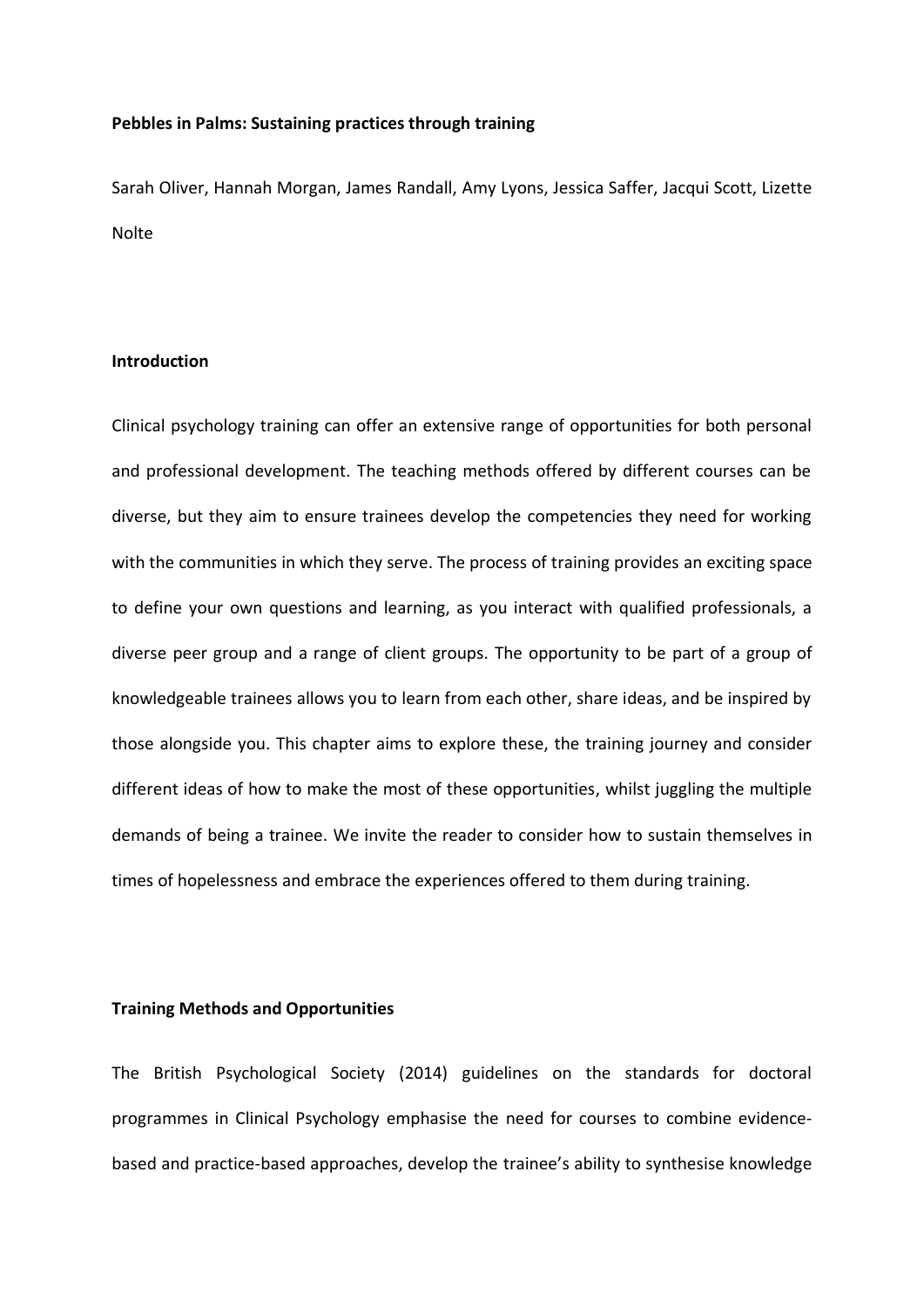**Pebbles in Palms: Sustaining practices through training**

Sarah Oliver, Hannah Morgan, James Randall, Amy Lyons, Jessica Saffer, Jacqui Scott, Lizette Nolte

## Introduction

Clinical psychology training can offer an extensive range of opportunities for both personal and professional development. The teaching methods offered by different courses can be diverse, but they aim to ensure trainees develop the competencies they need for working with the communities in which they serve. The process of training provides an exciting space to define your own questions and learning, as you interact with qualified professionals, a diverse peer group and a range of client groups. The opportunity to be part of a group of knowledgeable trainees allows you to learn from each other, share ideas, and be inspired by those alongside you. This chapter aims to explore these, the training journey and consider different ideas of how to make the most of these opportunities, whilst juggling the multiple demands of being a trainee. We invite the reader to consider how to sustain themselves in times of hopelessness and embrace the experiences offered to them during training.

## Training Methods and Opportunities

The British Psychological Society (2014) guidelines on the standards for doctoral programmes in Clinical Psychology emphasise the need for courses to combine evidence-based and practice-based approaches, develop the trainee's ability to synthesise knowledge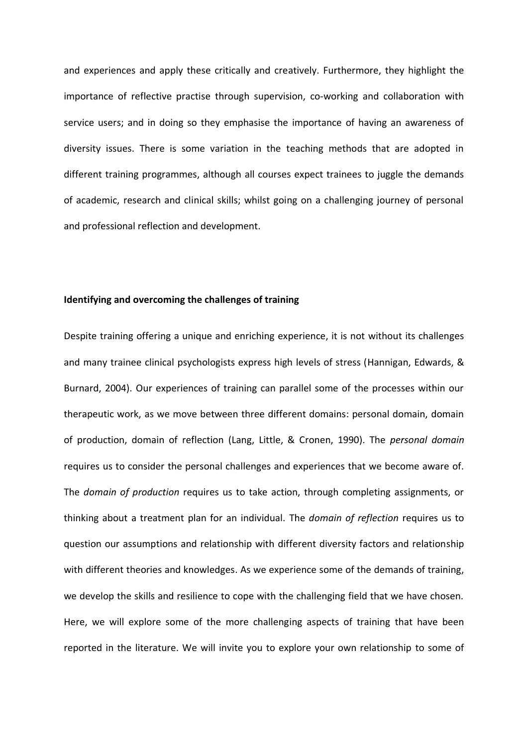and experiences and apply these critically and creatively. Furthermore, they highlight the importance of reflective practise through supervision, co-working and collaboration with service users; and in doing so they emphasise the importance of having an awareness of diversity issues. There is some variation in the teaching methods that are adopted in different training programmes, although all courses expect trainees to juggle the demands of academic, research and clinical skills; whilst going on a challenging journey of personal and professional reflection and development.

**Identifying and overcoming the challenges of training**

Despite training offering a unique and enriching experience, it is not without its challenges and many trainee clinical psychologists express high levels of stress (Hannigan, Edwards, & Burnard, 2004). Our experiences of training can parallel some of the processes within our therapeutic work, as we move between three different domains: personal domain, domain of production, domain of reflection (Lang, Little, & Cronen, 1990). The *personal domain* requires us to consider the personal challenges and experiences that we become aware of. The *domain of production* requires us to take action, through completing assignments, or thinking about a treatment plan for an individual. The *domain of reflection* requires us to question our assumptions and relationship with different diversity factors and relationship with different theories and knowledges. As we experience some of the demands of training, we develop the skills and resilience to cope with the challenging field that we have chosen. Here, we will explore some of the more challenging aspects of training that have been reported in the literature. We will invite you to explore your own relationship to some of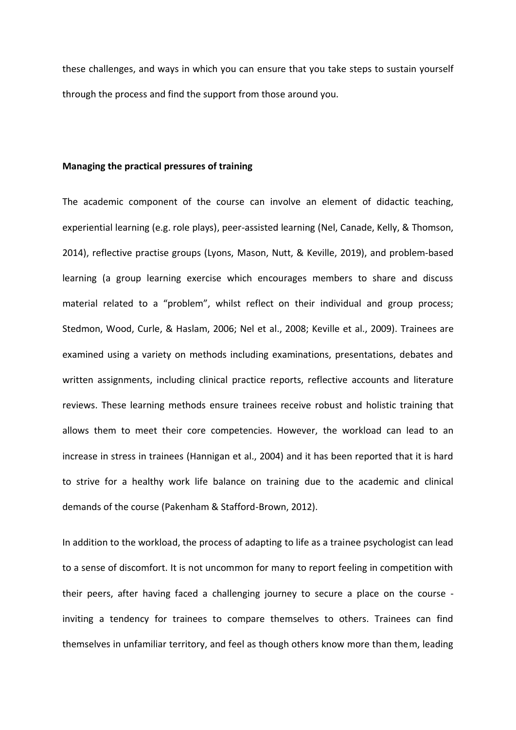these challenges, and ways in which you can ensure that you take steps to sustain yourself through the process and find the support from those around you.

**Managing the practical pressures of training**

The academic component of the course can involve an element of didactic teaching, experiential learning (e.g. role plays), peer-assisted learning (Nel, Canade, Kelly, & Thomson, 2014), reflective practise groups (Lyons, Mason, Nutt, & Keville, 2019), and problem-based learning (a group learning exercise which encourages members to share and discuss material related to a "problem", whilst reflect on their individual and group process; Stedmon, Wood, Curle, & Haslam, 2006; Nel et al., 2008; Keville et al., 2009). Trainees are examined using a variety on methods including examinations, presentations, debates and written assignments, including clinical practice reports, reflective accounts and literature reviews. These learning methods ensure trainees receive robust and holistic training that allows them to meet their core competencies. However, the workload can lead to an increase in stress in trainees (Hannigan et al., 2004) and it has been reported that it is hard to strive for a healthy work life balance on training due to the academic and clinical demands of the course (Pakenham & Stafford-Brown, 2012).

In addition to the workload, the process of adapting to life as a trainee psychologist can lead to a sense of discomfort. It is not uncommon for many to report feeling in competition with their peers, after having faced a challenging journey to secure a place on the course - inviting a tendency for trainees to compare themselves to others. Trainees can find themselves in unfamiliar territory, and feel as though others know more than them, leading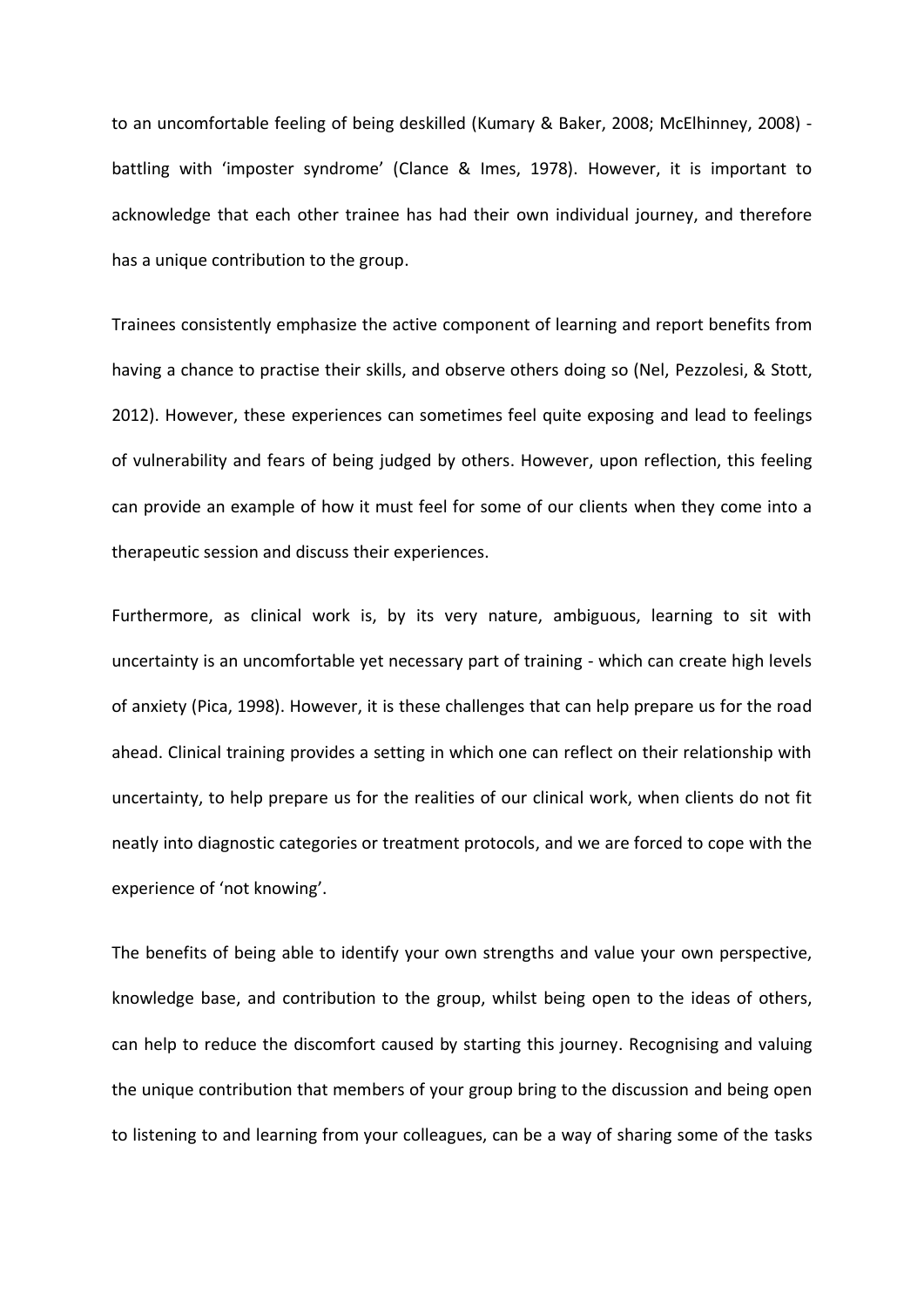to an uncomfortable feeling of being deskilled (Kumary & Baker, 2008; McElhinney, 2008) - battling with 'imposter syndrome' (Clance & Imes, 1978). However, it is important to acknowledge that each other trainee has had their own individual journey, and therefore has a unique contribution to the group.

Trainees consistently emphasize the active component of learning and report benefits from having a chance to practise their skills, and observe others doing so (Nel, Pezzolesi, & Stott, 2012). However, these experiences can sometimes feel quite exposing and lead to feelings of vulnerability and fears of being judged by others. However, upon reflection, this feeling can provide an example of how it must feel for some of our clients when they come into a therapeutic session and discuss their experiences.

Furthermore, as clinical work is, by its very nature, ambiguous, learning to sit with uncertainty is an uncomfortable yet necessary part of training - which can create high levels of anxiety (Pica, 1998). However, it is these challenges that can help prepare us for the road ahead. Clinical training provides a setting in which one can reflect on their relationship with uncertainty, to help prepare us for the realities of our clinical work, when clients do not fit neatly into diagnostic categories or treatment protocols, and we are forced to cope with the experience of 'not knowing'.

The benefits of being able to identify your own strengths and value your own perspective, knowledge base, and contribution to the group, whilst being open to the ideas of others, can help to reduce the discomfort caused by starting this journey. Recognising and valuing the unique contribution that members of your group bring to the discussion and being open to listening to and learning from your colleagues, can be a way of sharing some of the tasks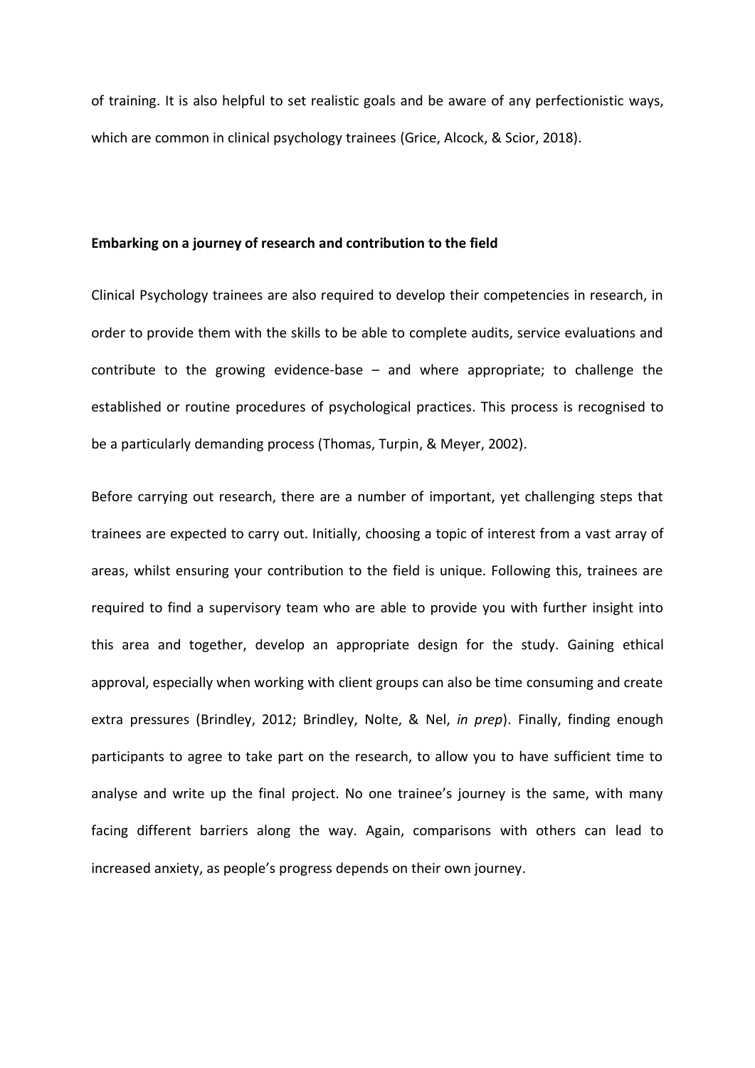of training. It is also helpful to set realistic goals and be aware of any perfectionistic ways, which are common in clinical psychology trainees (Grice, Alcock, & Scior, 2018).

**Embarking on a journey of research and contribution to the field**

Clinical Psychology trainees are also required to develop their competencies in research, in order to provide them with the skills to be able to complete audits, service evaluations and contribute to the growing evidence-base – and where appropriate; to challenge the established or routine procedures of psychological practices. This process is recognised to be a particularly demanding process (Thomas, Turpin, & Meyer, 2002).

Before carrying out research, there are a number of important, yet challenging steps that trainees are expected to carry out. Initially, choosing a topic of interest from a vast array of areas, whilst ensuring your contribution to the field is unique. Following this, trainees are required to find a supervisory team who are able to provide you with further insight into this area and together, develop an appropriate design for the study. Gaining ethical approval, especially when working with client groups can also be time consuming and create extra pressures (Brindley, 2012; Brindley, Nolte, & Nel, *in prep*). Finally, finding enough participants to agree to take part on the research, to allow you to have sufficient time to analyse and write up the final project. No one trainee's journey is the same, with many facing different barriers along the way. Again, comparisons with others can lead to increased anxiety, as people's progress depends on their own journey.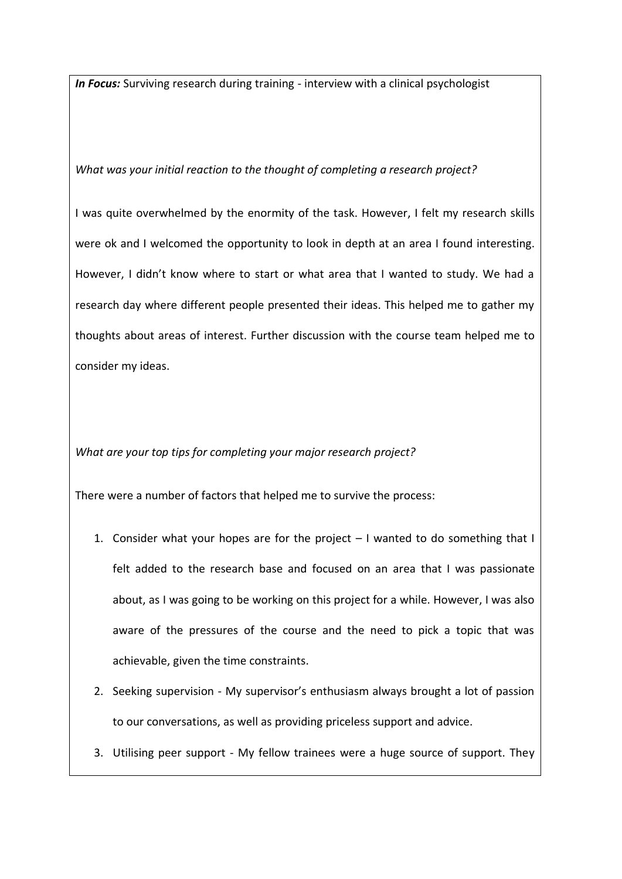***In Focus:*** Surviving research during training - interview with a clinical psychologist

*What was your initial reaction to the thought of completing a research project?*

I was quite overwhelmed by the enormity of the task. However, I felt my research skills were ok and I welcomed the opportunity to look in depth at an area I found interesting. However, I didn't know where to start or what area that I wanted to study. We had a research day where different people presented their ideas. This helped me to gather my thoughts about areas of interest. Further discussion with the course team helped me to consider my ideas.

*What are your top tips for completing your major research project?*

There were a number of factors that helped me to survive the process:

1. Consider what your hopes are for the project – I wanted to do something that I felt added to the research base and focused on an area that I was passionate about, as I was going to be working on this project for a while. However, I was also aware of the pressures of the course and the need to pick a topic that was achievable, given the time constraints.
2. Seeking supervision - My supervisor's enthusiasm always brought a lot of passion to our conversations, as well as providing priceless support and advice.
3. Utilising peer support - My fellow trainees were a huge source of support. They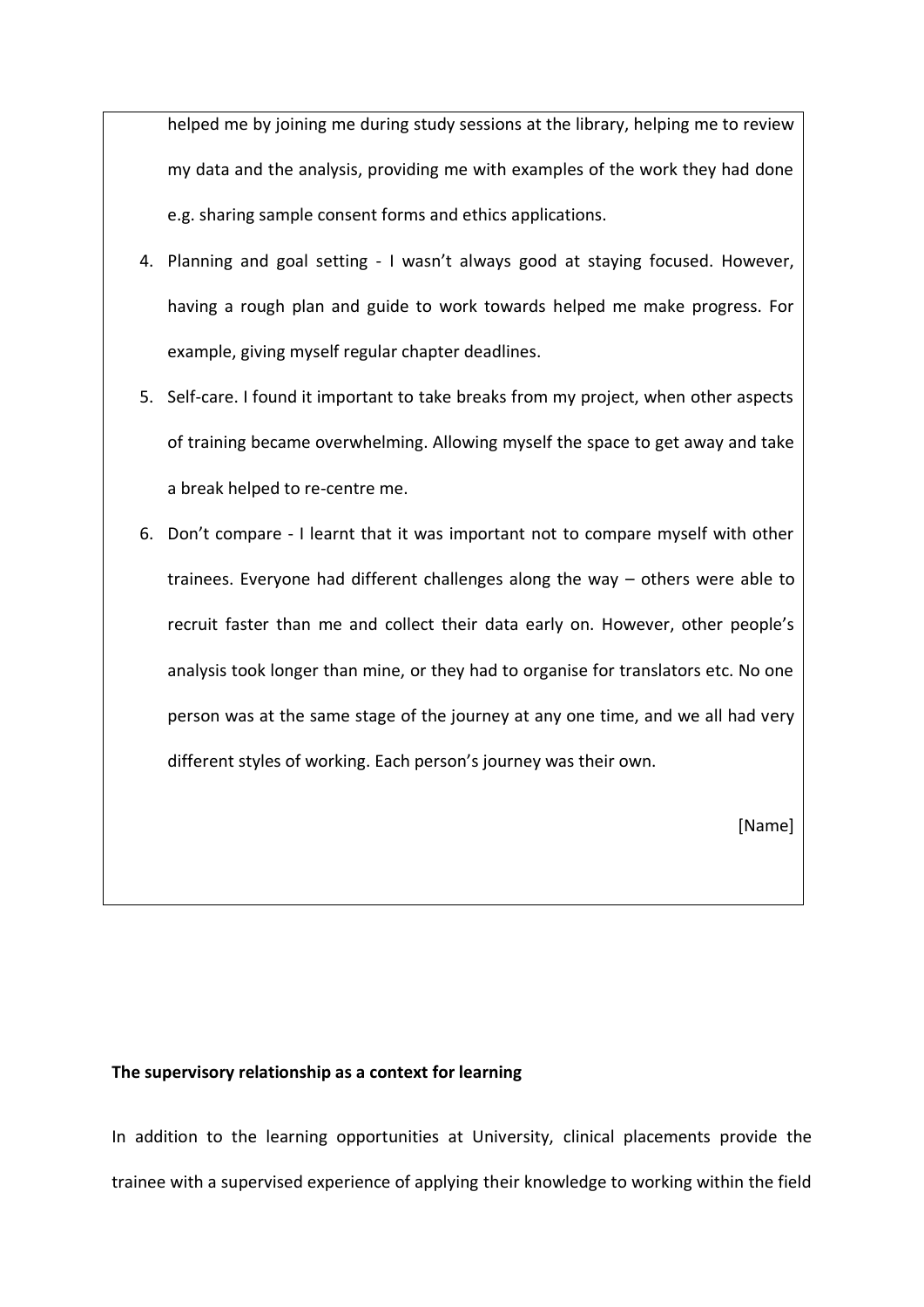helped me by joining me during study sessions at the library, helping me to review my data and the analysis, providing me with examples of the work they had done e.g. sharing sample consent forms and ethics applications.

4. Planning and goal setting - I wasn't always good at staying focused. However, having a rough plan and guide to work towards helped me make progress. For example, giving myself regular chapter deadlines.
5. Self-care. I found it important to take breaks from my project, when other aspects of training became overwhelming. Allowing myself the space to get away and take a break helped to re-centre me.
6. Don't compare - I learnt that it was important not to compare myself with other trainees. Everyone had different challenges along the way – others were able to recruit faster than me and collect their data early on. However, other people's analysis took longer than mine, or they had to organise for translators etc. No one person was at the same stage of the journey at any one time, and we all had very different styles of working. Each person's journey was their own.

[Name]

**The supervisory relationship as a context for learning**

In addition to the learning opportunities at University, clinical placements provide the trainee with a supervised experience of applying their knowledge to working within the field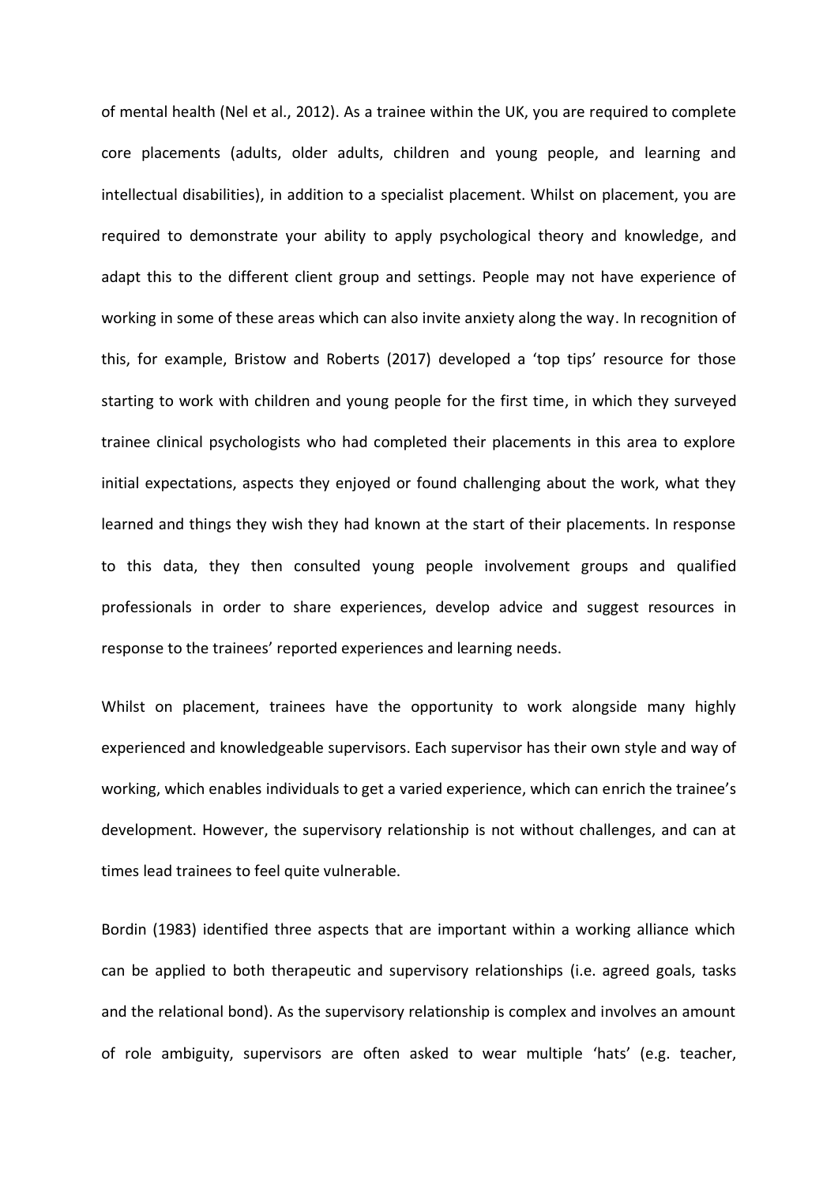of mental health (Nel et al., 2012). As a trainee within the UK, you are required to complete core placements (adults, older adults, children and young people, and learning and intellectual disabilities), in addition to a specialist placement. Whilst on placement, you are required to demonstrate your ability to apply psychological theory and knowledge, and adapt this to the different client group and settings. People may not have experience of working in some of these areas which can also invite anxiety along the way. In recognition of this, for example, Bristow and Roberts (2017) developed a 'top tips' resource for those starting to work with children and young people for the first time, in which they surveyed trainee clinical psychologists who had completed their placements in this area to explore initial expectations, aspects they enjoyed or found challenging about the work, what they learned and things they wish they had known at the start of their placements. In response to this data, they then consulted young people involvement groups and qualified professionals in order to share experiences, develop advice and suggest resources in response to the trainees' reported experiences and learning needs.

Whilst on placement, trainees have the opportunity to work alongside many highly experienced and knowledgeable supervisors. Each supervisor has their own style and way of working, which enables individuals to get a varied experience, which can enrich the trainee's development. However, the supervisory relationship is not without challenges, and can at times lead trainees to feel quite vulnerable.

Bordin (1983) identified three aspects that are important within a working alliance which can be applied to both therapeutic and supervisory relationships (i.e. agreed goals, tasks and the relational bond). As the supervisory relationship is complex and involves an amount of role ambiguity, supervisors are often asked to wear multiple 'hats' (e.g. teacher,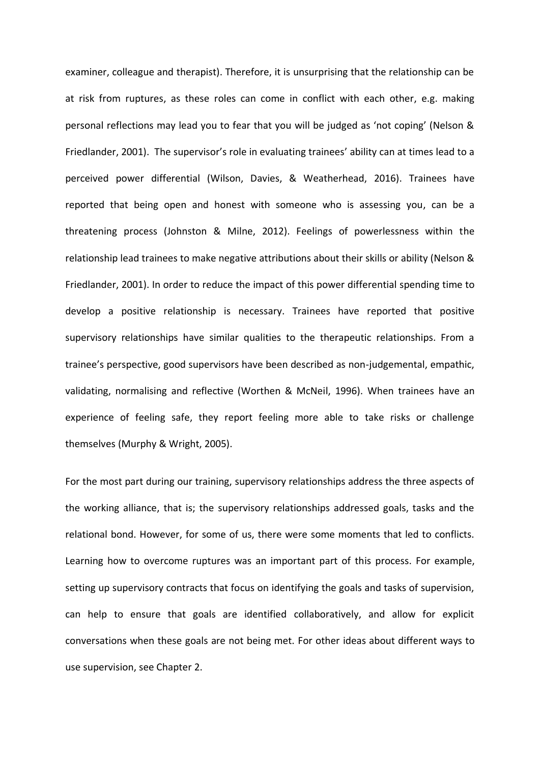examiner, colleague and therapist). Therefore, it is unsurprising that the relationship can be at risk from ruptures, as these roles can come in conflict with each other, e.g. making personal reflections may lead you to fear that you will be judged as 'not coping' (Nelson & Friedlander, 2001). The supervisor's role in evaluating trainees' ability can at times lead to a perceived power differential (Wilson, Davies, & Weatherhead, 2016). Trainees have reported that being open and honest with someone who is assessing you, can be a threatening process (Johnston & Milne, 2012). Feelings of powerlessness within the relationship lead trainees to make negative attributions about their skills or ability (Nelson & Friedlander, 2001). In order to reduce the impact of this power differential spending time to develop a positive relationship is necessary. Trainees have reported that positive supervisory relationships have similar qualities to the therapeutic relationships. From a trainee's perspective, good supervisors have been described as non-judgemental, empathic, validating, normalising and reflective (Worthen & McNeil, 1996). When trainees have an experience of feeling safe, they report feeling more able to take risks or challenge themselves (Murphy & Wright, 2005).

For the most part during our training, supervisory relationships address the three aspects of the working alliance, that is; the supervisory relationships addressed goals, tasks and the relational bond. However, for some of us, there were some moments that led to conflicts. Learning how to overcome ruptures was an important part of this process. For example, setting up supervisory contracts that focus on identifying the goals and tasks of supervision, can help to ensure that goals are identified collaboratively, and allow for explicit conversations when these goals are not being met. For other ideas about different ways to use supervision, see Chapter 2.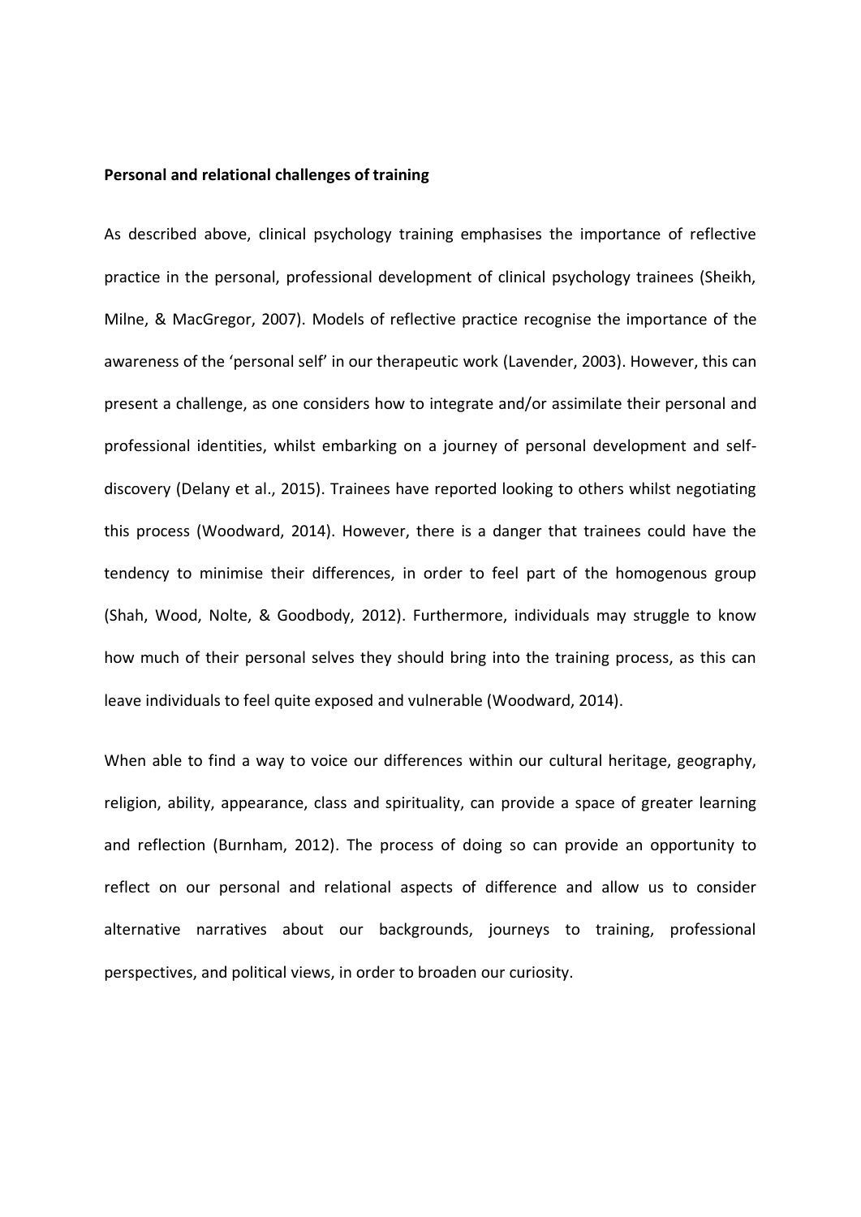**Personal and relational challenges of training**

As described above, clinical psychology training emphasises the importance of reflective practice in the personal, professional development of clinical psychology trainees (Sheikh, Milne, & MacGregor, 2007). Models of reflective practice recognise the importance of the awareness of the 'personal self' in our therapeutic work (Lavender, 2003). However, this can present a challenge, as one considers how to integrate and/or assimilate their personal and professional identities, whilst embarking on a journey of personal development and self-discovery (Delany et al., 2015). Trainees have reported looking to others whilst negotiating this process (Woodward, 2014). However, there is a danger that trainees could have the tendency to minimise their differences, in order to feel part of the homogenous group (Shah, Wood, Nolte, & Goodbody, 2012). Furthermore, individuals may struggle to know how much of their personal selves they should bring into the training process, as this can leave individuals to feel quite exposed and vulnerable (Woodward, 2014).

When able to find a way to voice our differences within our cultural heritage, geography, religion, ability, appearance, class and spirituality, can provide a space of greater learning and reflection (Burnham, 2012). The process of doing so can provide an opportunity to reflect on our personal and relational aspects of difference and allow us to consider alternative narratives about our backgrounds, journeys to training, professional perspectives, and political views, in order to broaden our curiosity.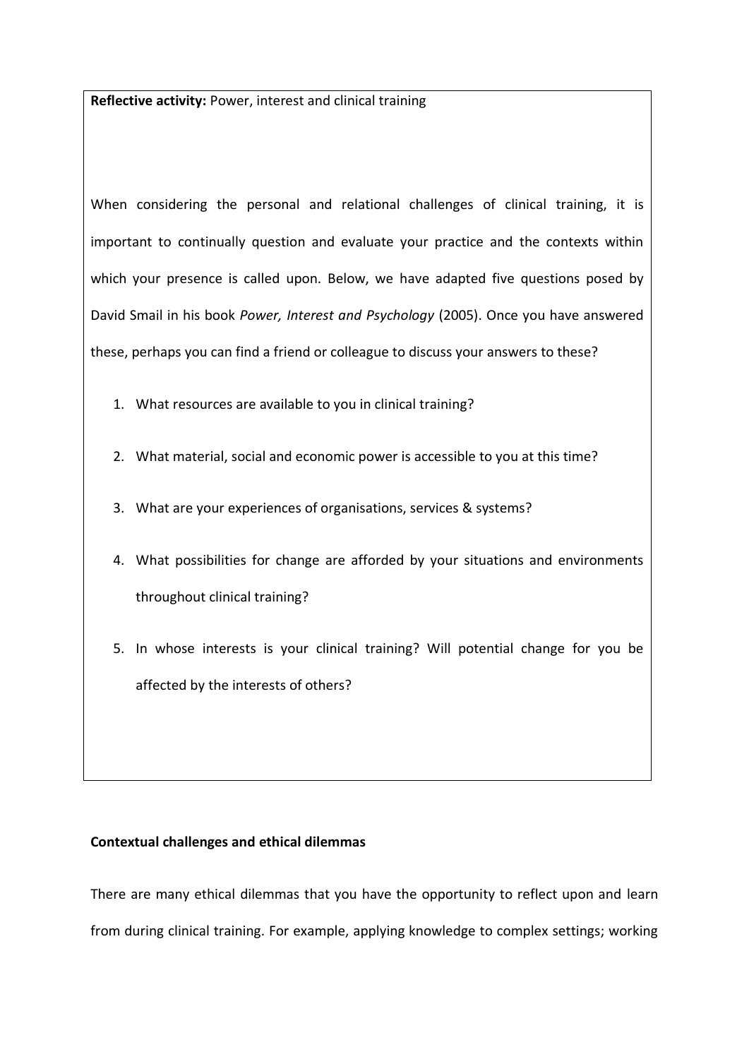**Reflective activity:** Power, interest and clinical training

When considering the personal and relational challenges of clinical training, it is important to continually question and evaluate your practice and the contexts within which your presence is called upon. Below, we have adapted five questions posed by David Smail in his book *Power, Interest and Psychology* (2005). Once you have answered these, perhaps you can find a friend or colleague to discuss your answers to these?

1. What resources are available to you in clinical training?
2. What material, social and economic power is accessible to you at this time?
3. What are your experiences of organisations, services & systems?
4. What possibilities for change are afforded by your situations and environments throughout clinical training?
5. In whose interests is your clinical training? Will potential change for you be affected by the interests of others?

**Contextual challenges and ethical dilemmas**

There are many ethical dilemmas that you have the opportunity to reflect upon and learn from during clinical training. For example, applying knowledge to complex settings; working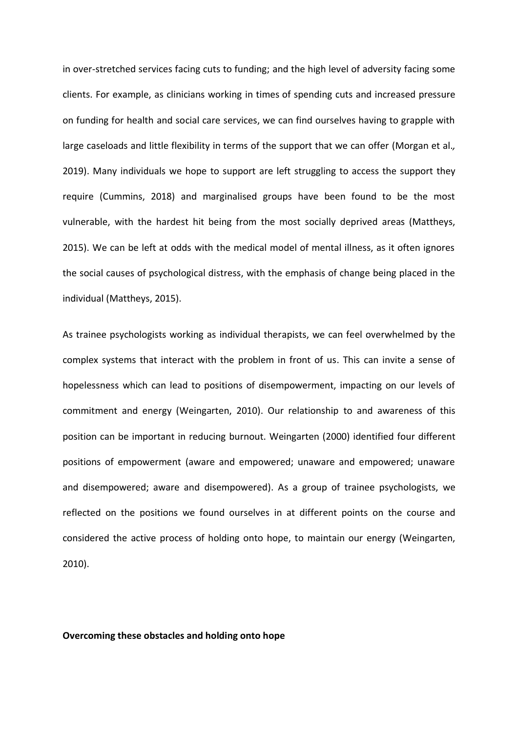in over-stretched services facing cuts to funding; and the high level of adversity facing some clients. For example, as clinicians working in times of spending cuts and increased pressure on funding for health and social care services, we can find ourselves having to grapple with large caseloads and little flexibility in terms of the support that we can offer (Morgan et al*.,* 2019). Many individuals we hope to support are left struggling to access the support they require (Cummins, 2018) and marginalised groups have been found to be the most vulnerable, with the hardest hit being from the most socially deprived areas (Mattheys, 2015). We can be left at odds with the medical model of mental illness, as it often ignores the social causes of psychological distress, with the emphasis of change being placed in the individual (Mattheys, 2015).

As trainee psychologists working as individual therapists, we can feel overwhelmed by the complex systems that interact with the problem in front of us. This can invite a sense of hopelessness which can lead to positions of disempowerment, impacting on our levels of commitment and energy (Weingarten, 2010). Our relationship to and awareness of this position can be important in reducing burnout. Weingarten (2000) identified four different positions of empowerment (aware and empowered; unaware and empowered; unaware and disempowered; aware and disempowered). As a group of trainee psychologists, we reflected on the positions we found ourselves in at different points on the course and considered the active process of holding onto hope, to maintain our energy (Weingarten, 2010).

**Overcoming these obstacles and holding onto hope**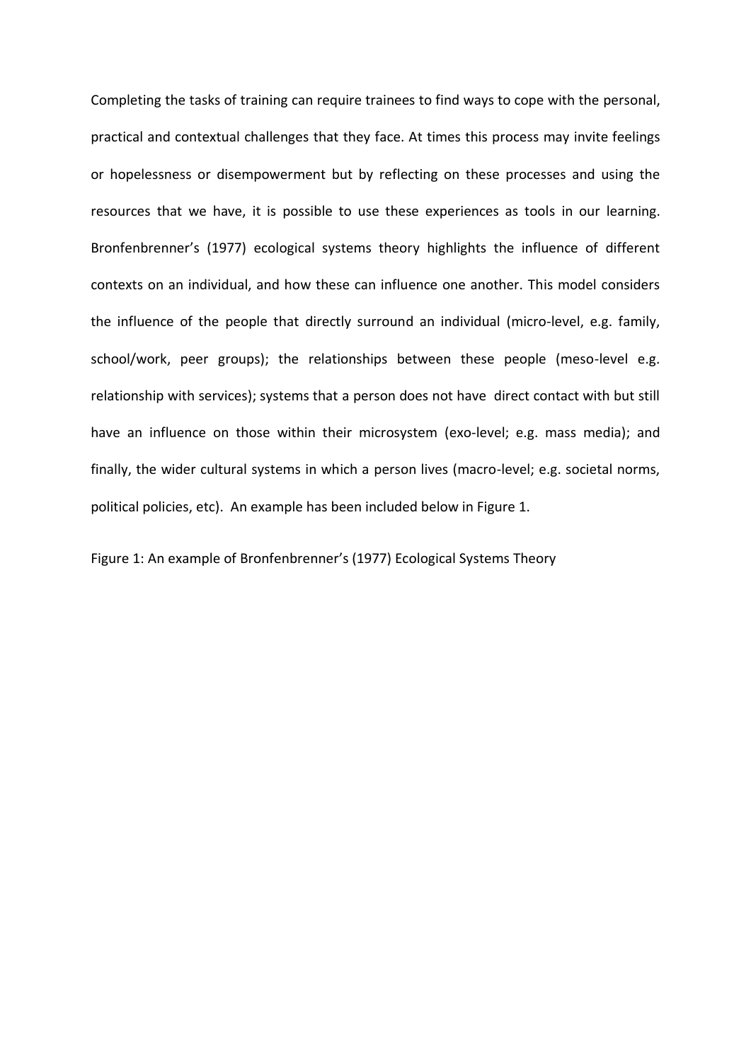Completing the tasks of training can require trainees to find ways to cope with the personal, practical and contextual challenges that they face. At times this process may invite feelings or hopelessness or disempowerment but by reflecting on these processes and using the resources that we have, it is possible to use these experiences as tools in our learning. Bronfenbrenner's (1977) ecological systems theory highlights the influence of different contexts on an individual, and how these can influence one another. This model considers the influence of the people that directly surround an individual (micro-level, e.g. family, school/work, peer groups); the relationships between these people (meso-level e.g. relationship with services); systems that a person does not have direct contact with but still have an influence on those within their microsystem (exo-level; e.g. mass media); and finally, the wider cultural systems in which a person lives (macro-level; e.g. societal norms, political policies, etc). An example has been included below in Figure 1.

Figure 1: An example of Bronfenbrenner's (1977) Ecological Systems Theory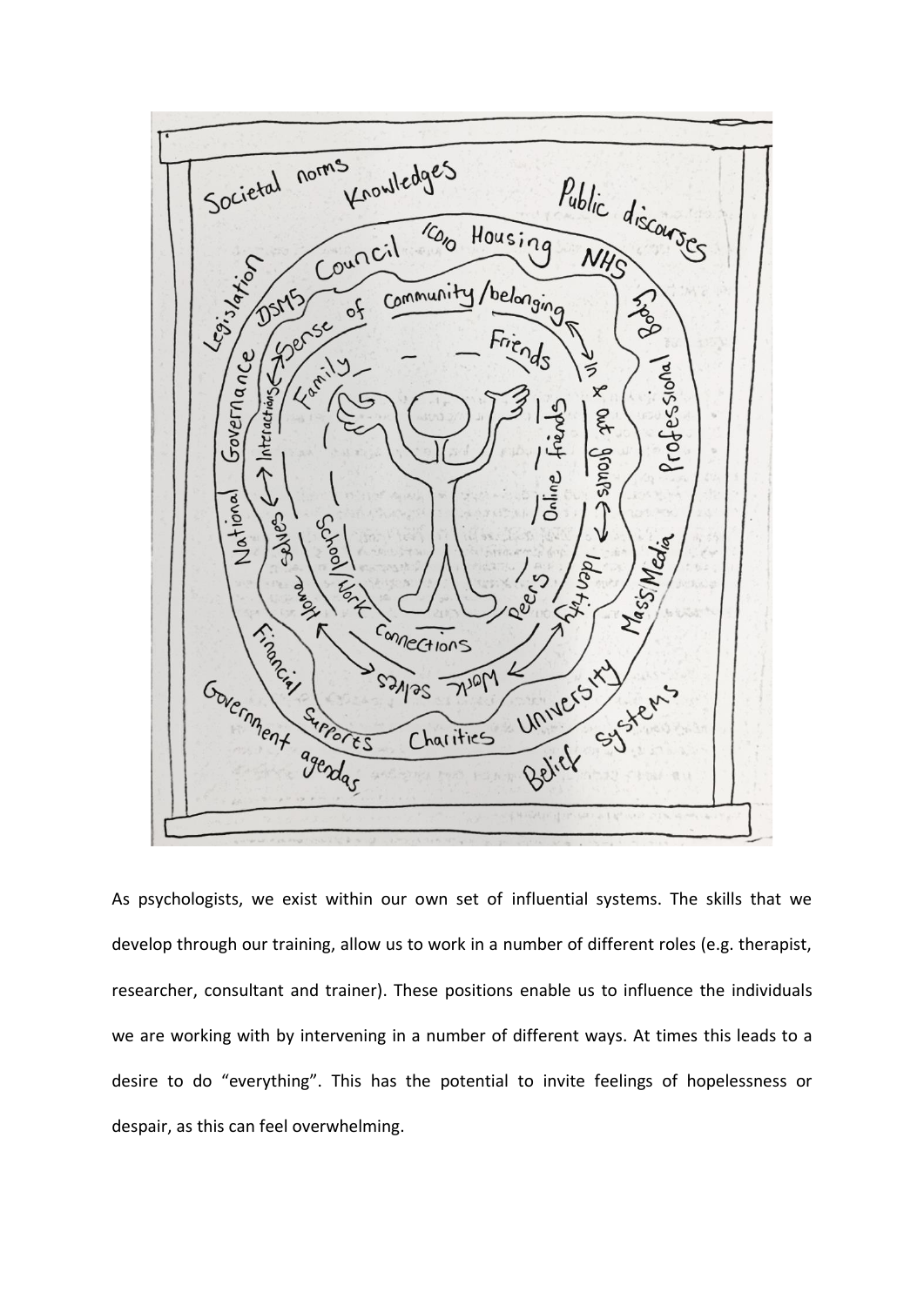As psychologists, we exist within our own set of influential systems. The skills that we develop through our training, allow us to work in a number of different roles (e.g. therapist, researcher, consultant and trainer). These positions enable us to influence the individuals we are working with by intervening in a number of different ways. At times this leads to a desire to do “everything”. This has the potential to invite feelings of hopelessness or despair, as this can feel overwhelming.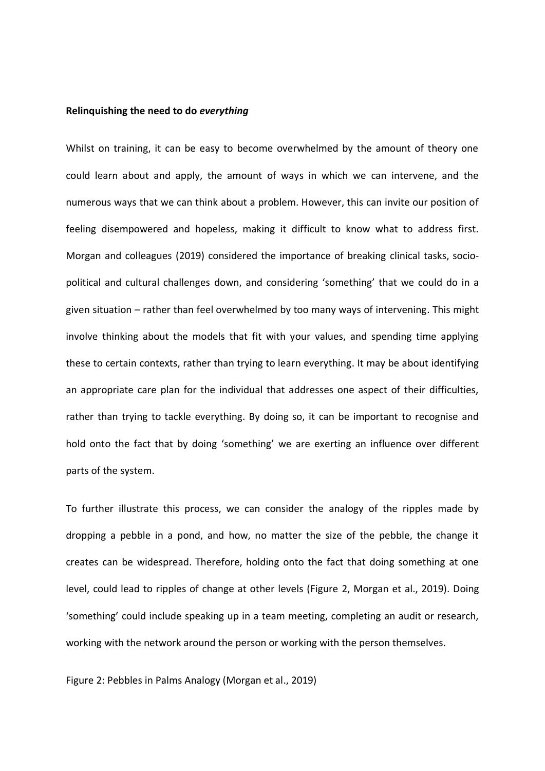**Relinquishing the need to do *everything***

Whilst on training, it can be easy to become overwhelmed by the amount of theory one could learn about and apply, the amount of ways in which we can intervene, and the numerous ways that we can think about a problem. However, this can invite our position of feeling disempowered and hopeless, making it difficult to know what to address first. Morgan and colleagues (2019) considered the importance of breaking clinical tasks, socio-political and cultural challenges down, and considering 'something' that we could do in a given situation – rather than feel overwhelmed by too many ways of intervening. This might involve thinking about the models that fit with your values, and spending time applying these to certain contexts, rather than trying to learn everything. It may be about identifying an appropriate care plan for the individual that addresses one aspect of their difficulties, rather than trying to tackle everything. By doing so, it can be important to recognise and hold onto the fact that by doing 'something' we are exerting an influence over different parts of the system.

To further illustrate this process, we can consider the analogy of the ripples made by dropping a pebble in a pond, and how, no matter the size of the pebble, the change it creates can be widespread. Therefore, holding onto the fact that doing something at one level, could lead to ripples of change at other levels (Figure 2, Morgan et al., 2019). Doing 'something' could include speaking up in a team meeting, completing an audit or research, working with the network around the person or working with the person themselves.

Figure 2: Pebbles in Palms Analogy (Morgan et al., 2019)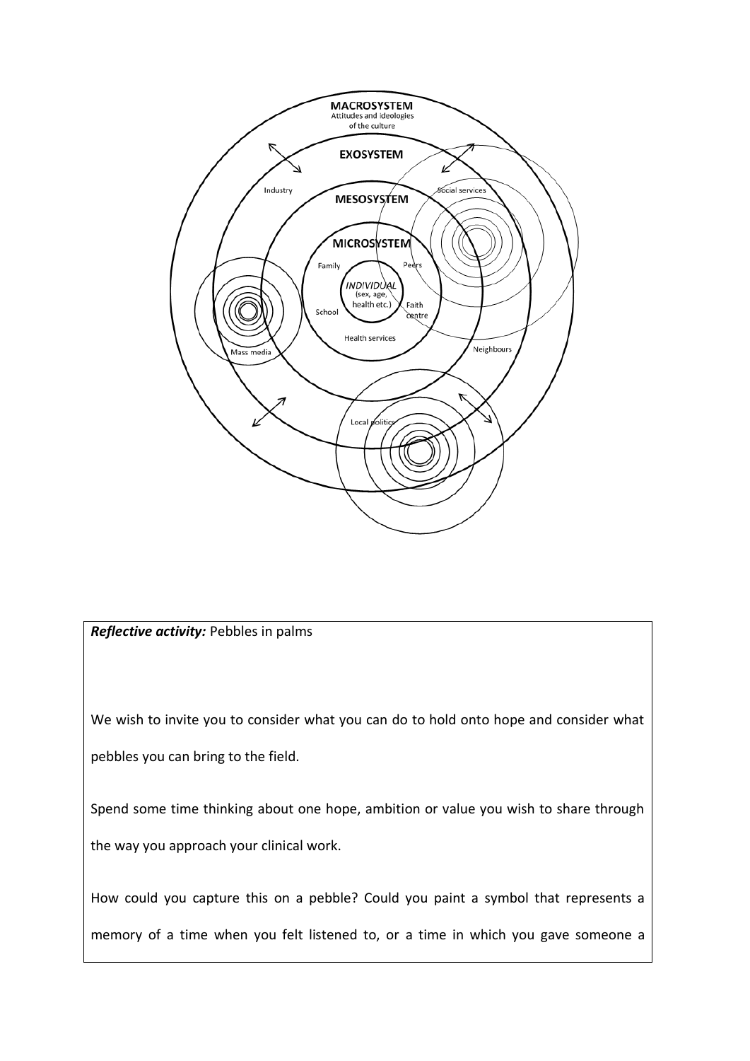***Reflective activity:*** Pebbles in palms

We wish to invite you to consider what you can do to hold onto hope and consider what pebbles you can bring to the field.

Spend some time thinking about one hope, ambition or value you wish to share through the way you approach your clinical work.

How could you capture this on a pebble? Could you paint a symbol that represents a memory of a time when you felt listened to, or a time in which you gave someone a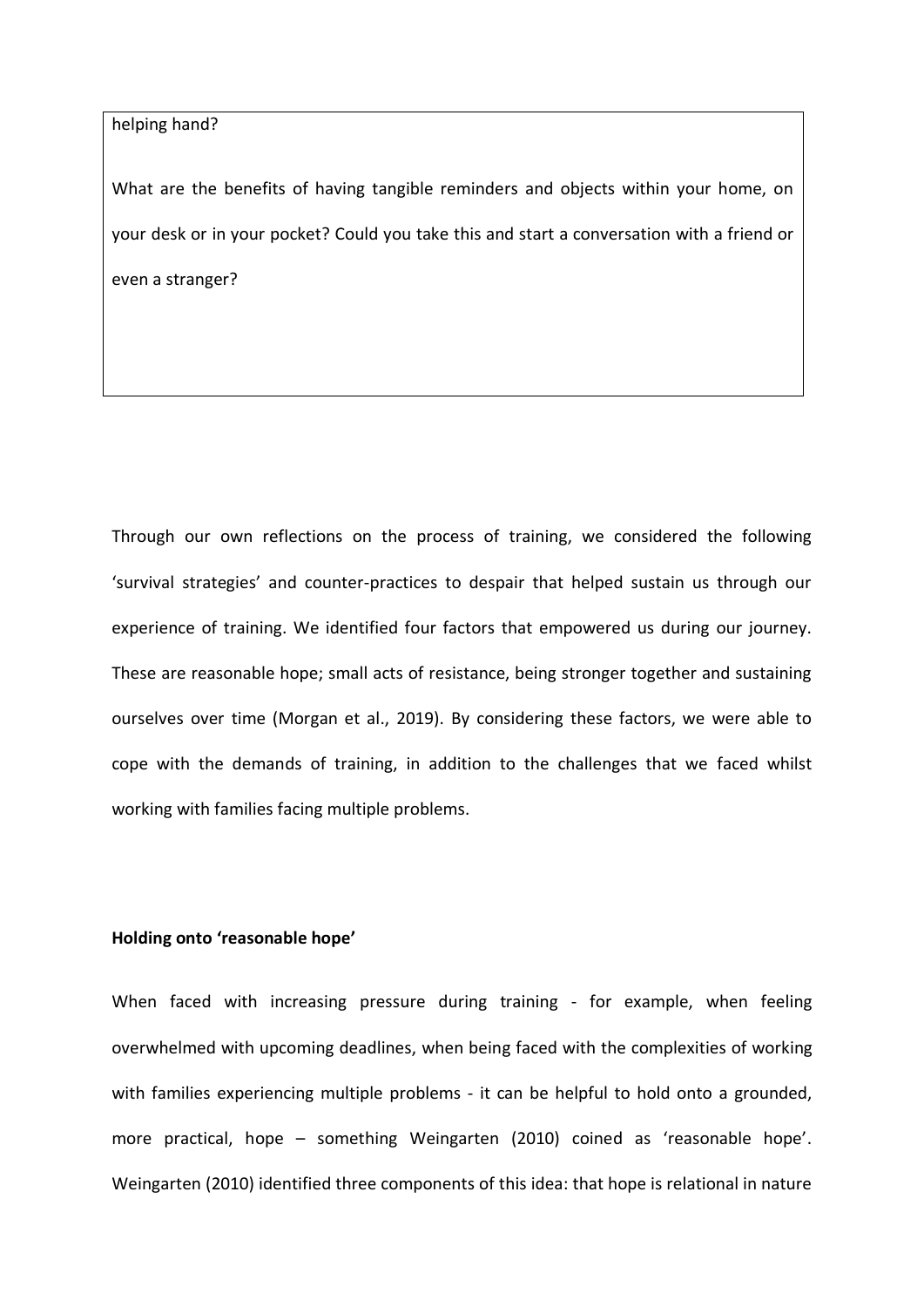helping hand?

What are the benefits of having tangible reminders and objects within your home, on your desk or in your pocket? Could you take this and start a conversation with a friend or even a stranger?

Through our own reflections on the process of training, we considered the following 'survival strategies' and counter-practices to despair that helped sustain us through our experience of training. We identified four factors that empowered us during our journey. These are reasonable hope; small acts of resistance, being stronger together and sustaining ourselves over time (Morgan et al., 2019). By considering these factors, we were able to cope with the demands of training, in addition to the challenges that we faced whilst working with families facing multiple problems.

**Holding onto 'reasonable hope'**

When faced with increasing pressure during training - for example, when feeling overwhelmed with upcoming deadlines, when being faced with the complexities of working with families experiencing multiple problems - it can be helpful to hold onto a grounded, more practical, hope – something Weingarten (2010) coined as 'reasonable hope'. Weingarten (2010) identified three components of this idea: that hope is relational in nature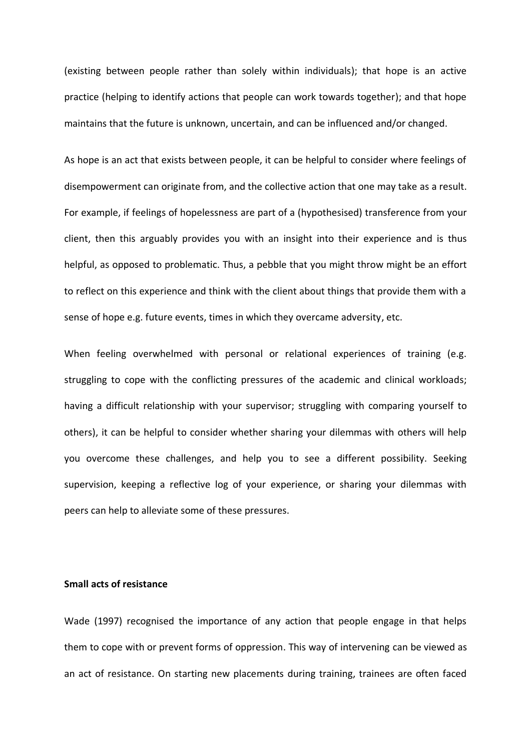(existing between people rather than solely within individuals); that hope is an active practice (helping to identify actions that people can work towards together); and that hope maintains that the future is unknown, uncertain, and can be influenced and/or changed.

As hope is an act that exists between people, it can be helpful to consider where feelings of disempowerment can originate from, and the collective action that one may take as a result. For example, if feelings of hopelessness are part of a (hypothesised) transference from your client, then this arguably provides you with an insight into their experience and is thus helpful, as opposed to problematic. Thus, a pebble that you might throw might be an effort to reflect on this experience and think with the client about things that provide them with a sense of hope e.g. future events, times in which they overcame adversity, etc.

When feeling overwhelmed with personal or relational experiences of training (e.g. struggling to cope with the conflicting pressures of the academic and clinical workloads; having a difficult relationship with your supervisor; struggling with comparing yourself to others), it can be helpful to consider whether sharing your dilemmas with others will help you overcome these challenges, and help you to see a different possibility. Seeking supervision, keeping a reflective log of your experience, or sharing your dilemmas with peers can help to alleviate some of these pressures.

**Small acts of resistance**

Wade (1997) recognised the importance of any action that people engage in that helps them to cope with or prevent forms of oppression. This way of intervening can be viewed as an act of resistance. On starting new placements during training, trainees are often faced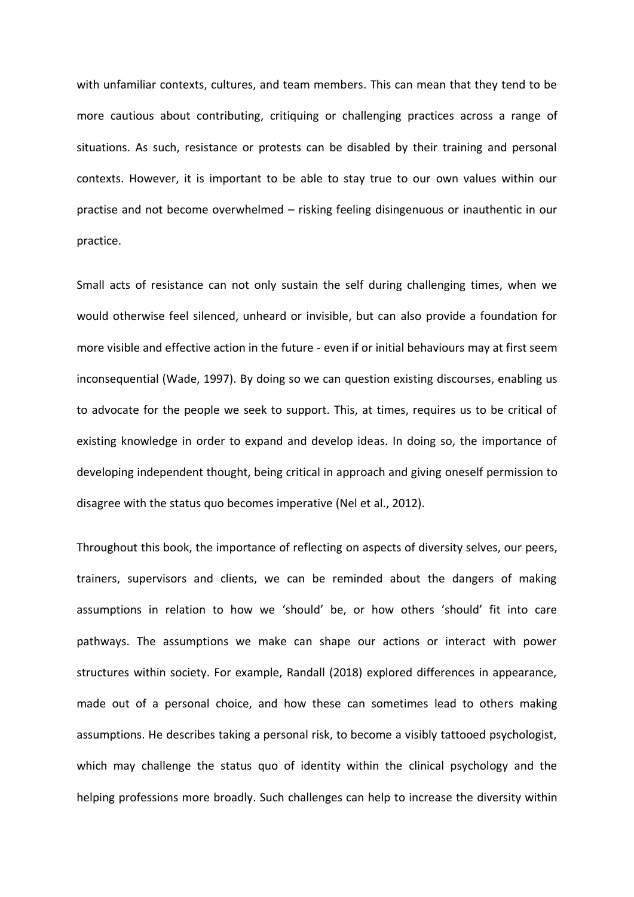with unfamiliar contexts, cultures, and team members. This can mean that they tend to be more cautious about contributing, critiquing or challenging practices across a range of situations. As such, resistance or protests can be disabled by their training and personal contexts. However, it is important to be able to stay true to our own values within our practise and not become overwhelmed – risking feeling disingenuous or inauthentic in our practice.

Small acts of resistance can not only sustain the self during challenging times, when we would otherwise feel silenced, unheard or invisible, but can also provide a foundation for more visible and effective action in the future - even if or initial behaviours may at first seem inconsequential (Wade, 1997). By doing so we can question existing discourses, enabling us to advocate for the people we seek to support. This, at times, requires us to be critical of existing knowledge in order to expand and develop ideas. In doing so, the importance of developing independent thought, being critical in approach and giving oneself permission to disagree with the status quo becomes imperative (Nel et al., 2012).

Throughout this book, the importance of reflecting on aspects of diversity selves, our peers, trainers, supervisors and clients, we can be reminded about the dangers of making assumptions in relation to how we 'should' be, or how others 'should' fit into care pathways. The assumptions we make can shape our actions or interact with power structures within society. For example, Randall (2018) explored differences in appearance, made out of a personal choice, and how these can sometimes lead to others making assumptions. He describes taking a personal risk, to become a visibly tattooed psychologist, which may challenge the status quo of identity within the clinical psychology and the helping professions more broadly. Such challenges can help to increase the diversity within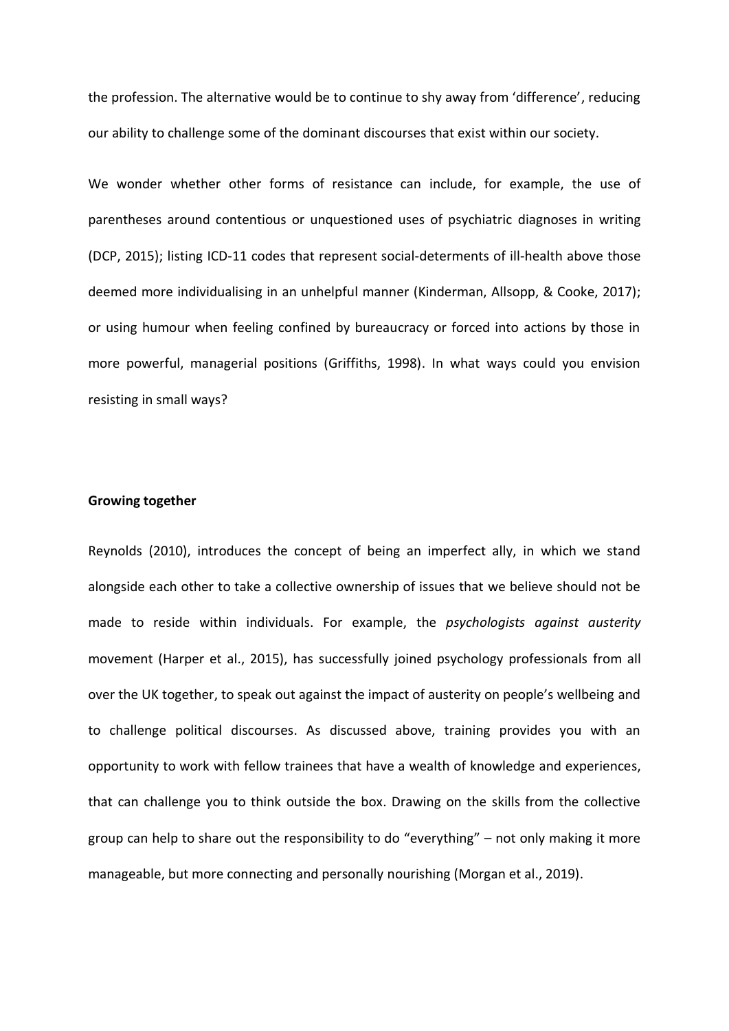the profession. The alternative would be to continue to shy away from 'difference', reducing our ability to challenge some of the dominant discourses that exist within our society.

We wonder whether other forms of resistance can include, for example, the use of parentheses around contentious or unquestioned uses of psychiatric diagnoses in writing (DCP, 2015); listing ICD-11 codes that represent social-determents of ill-health above those deemed more individualising in an unhelpful manner (Kinderman, Allsopp, & Cooke, 2017); or using humour when feeling confined by bureaucracy or forced into actions by those in more powerful, managerial positions (Griffiths, 1998). In what ways could you envision resisting in small ways?

**Growing together**

Reynolds (2010), introduces the concept of being an imperfect ally, in which we stand alongside each other to take a collective ownership of issues that we believe should not be made to reside within individuals. For example, the *psychologists against austerity* movement (Harper et al., 2015), has successfully joined psychology professionals from all over the UK together, to speak out against the impact of austerity on people's wellbeing and to challenge political discourses. As discussed above, training provides you with an opportunity to work with fellow trainees that have a wealth of knowledge and experiences, that can challenge you to think outside the box. Drawing on the skills from the collective group can help to share out the responsibility to do "everything" – not only making it more manageable, but more connecting and personally nourishing (Morgan et al., 2019).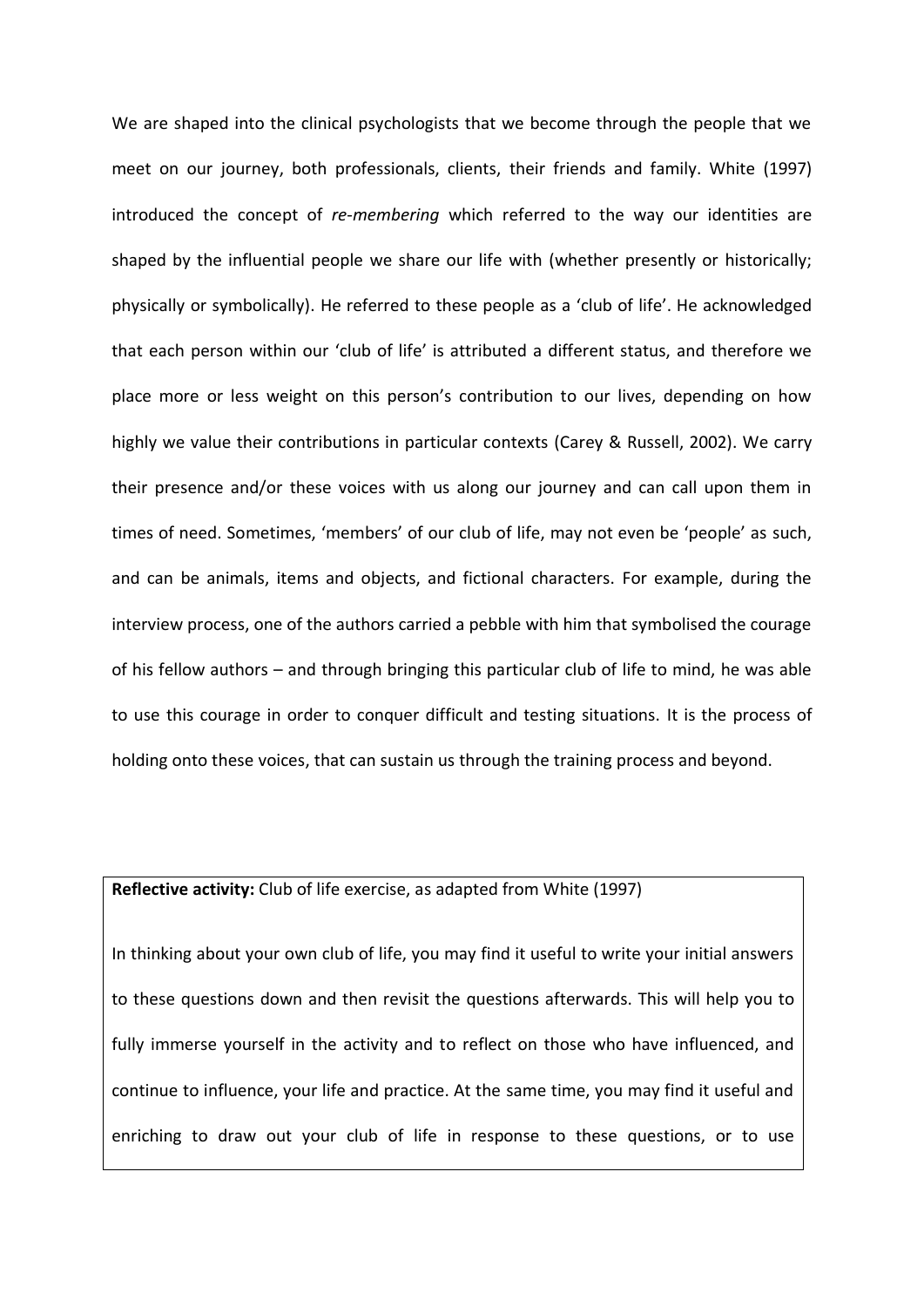We are shaped into the clinical psychologists that we become through the people that we meet on our journey, both professionals, clients, their friends and family. White (1997) introduced the concept of *re-membering* which referred to the way our identities are shaped by the influential people we share our life with (whether presently or historically; physically or symbolically). He referred to these people as a 'club of life'. He acknowledged that each person within our 'club of life' is attributed a different status, and therefore we place more or less weight on this person's contribution to our lives, depending on how highly we value their contributions in particular contexts (Carey & Russell, 2002). We carry their presence and/or these voices with us along our journey and can call upon them in times of need. Sometimes, 'members' of our club of life, may not even be 'people' as such, and can be animals, items and objects, and fictional characters. For example, during the interview process, one of the authors carried a pebble with him that symbolised the courage of his fellow authors – and through bringing this particular club of life to mind, he was able to use this courage in order to conquer difficult and testing situations. It is the process of holding onto these voices, that can sustain us through the training process and beyond.

**Reflective activity:** Club of life exercise, as adapted from White (1997)

In thinking about your own club of life, you may find it useful to write your initial answers to these questions down and then revisit the questions afterwards. This will help you to fully immerse yourself in the activity and to reflect on those who have influenced, and continue to influence, your life and practice. At the same time, you may find it useful and enriching to draw out your club of life in response to these questions, or to use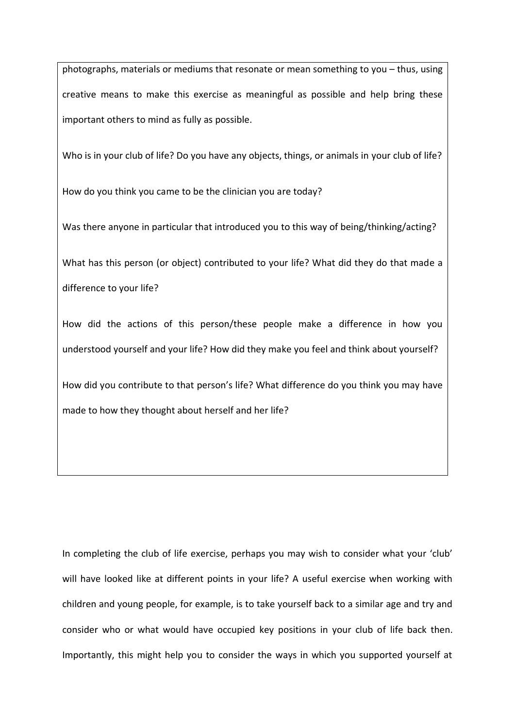photographs, materials or mediums that resonate or mean something to you – thus, using creative means to make this exercise as meaningful as possible and help bring these important others to mind as fully as possible.

Who is in your club of life? Do you have any objects, things, or animals in your club of life?

How do you think you came to be the clinician you are today?

Was there anyone in particular that introduced you to this way of being/thinking/acting?

What has this person (or object) contributed to your life? What did they do that made a difference to your life?

How did the actions of this person/these people make a difference in how you understood yourself and your life? How did they make you feel and think about yourself?

How did you contribute to that person's life? What difference do you think you may have made to how they thought about herself and her life?

In completing the club of life exercise, perhaps you may wish to consider what your 'club' will have looked like at different points in your life? A useful exercise when working with children and young people, for example, is to take yourself back to a similar age and try and consider who or what would have occupied key positions in your club of life back then. Importantly, this might help you to consider the ways in which you supported yourself at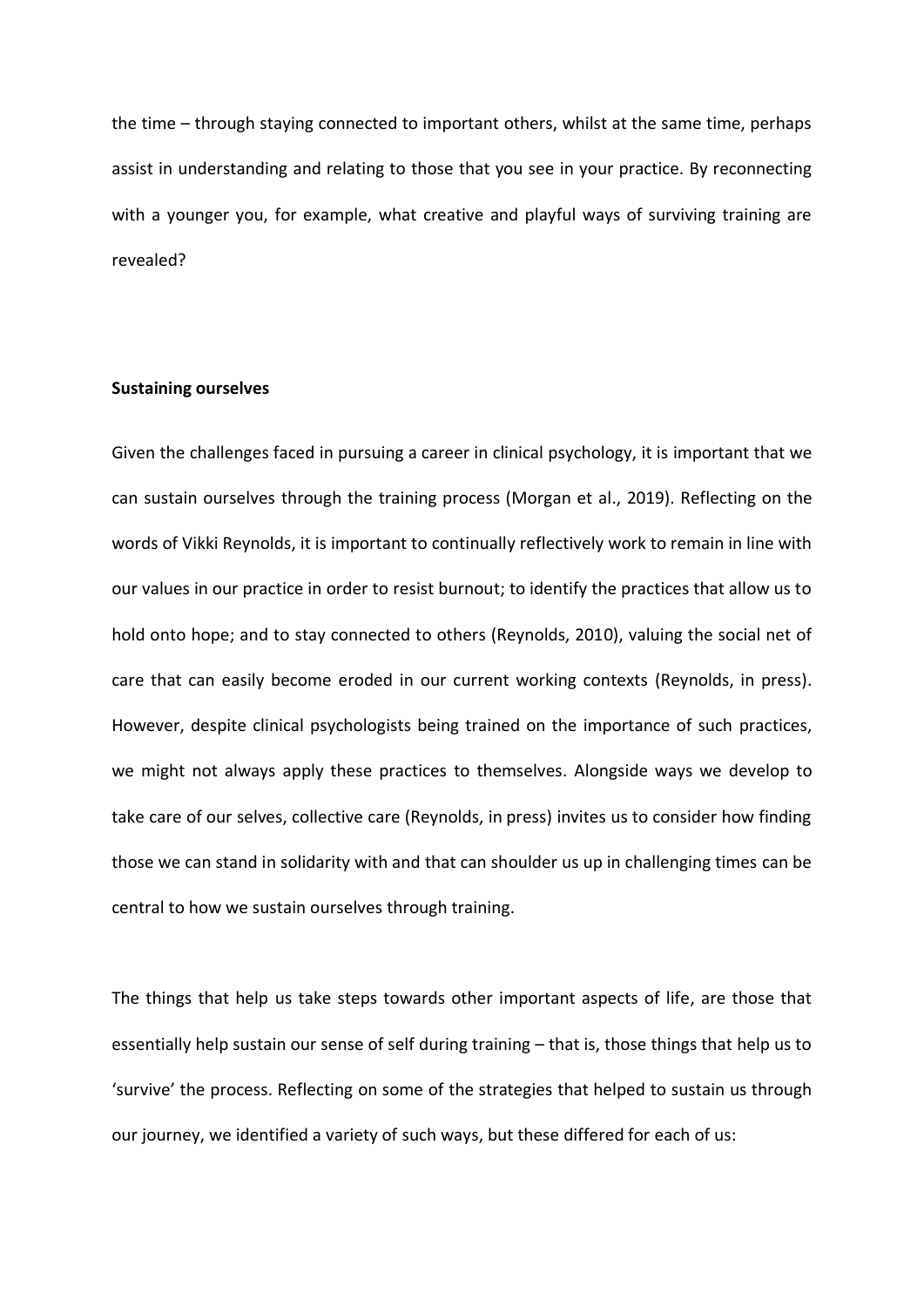the time – through staying connected to important others, whilst at the same time, perhaps assist in understanding and relating to those that you see in your practice. By reconnecting with a younger you, for example, what creative and playful ways of surviving training are revealed?

**Sustaining ourselves**

Given the challenges faced in pursuing a career in clinical psychology, it is important that we can sustain ourselves through the training process (Morgan et al., 2019). Reflecting on the words of Vikki Reynolds, it is important to continually reflectively work to remain in line with our values in our practice in order to resist burnout; to identify the practices that allow us to hold onto hope; and to stay connected to others (Reynolds, 2010), valuing the social net of care that can easily become eroded in our current working contexts (Reynolds, in press). However, despite clinical psychologists being trained on the importance of such practices, we might not always apply these practices to themselves. Alongside ways we develop to take care of our selves, collective care (Reynolds, in press) invites us to consider how finding those we can stand in solidarity with and that can shoulder us up in challenging times can be central to how we sustain ourselves through training.

The things that help us take steps towards other important aspects of life, are those that essentially help sustain our sense of self during training – that is, those things that help us to 'survive' the process. Reflecting on some of the strategies that helped to sustain us through our journey, we identified a variety of such ways, but these differed for each of us: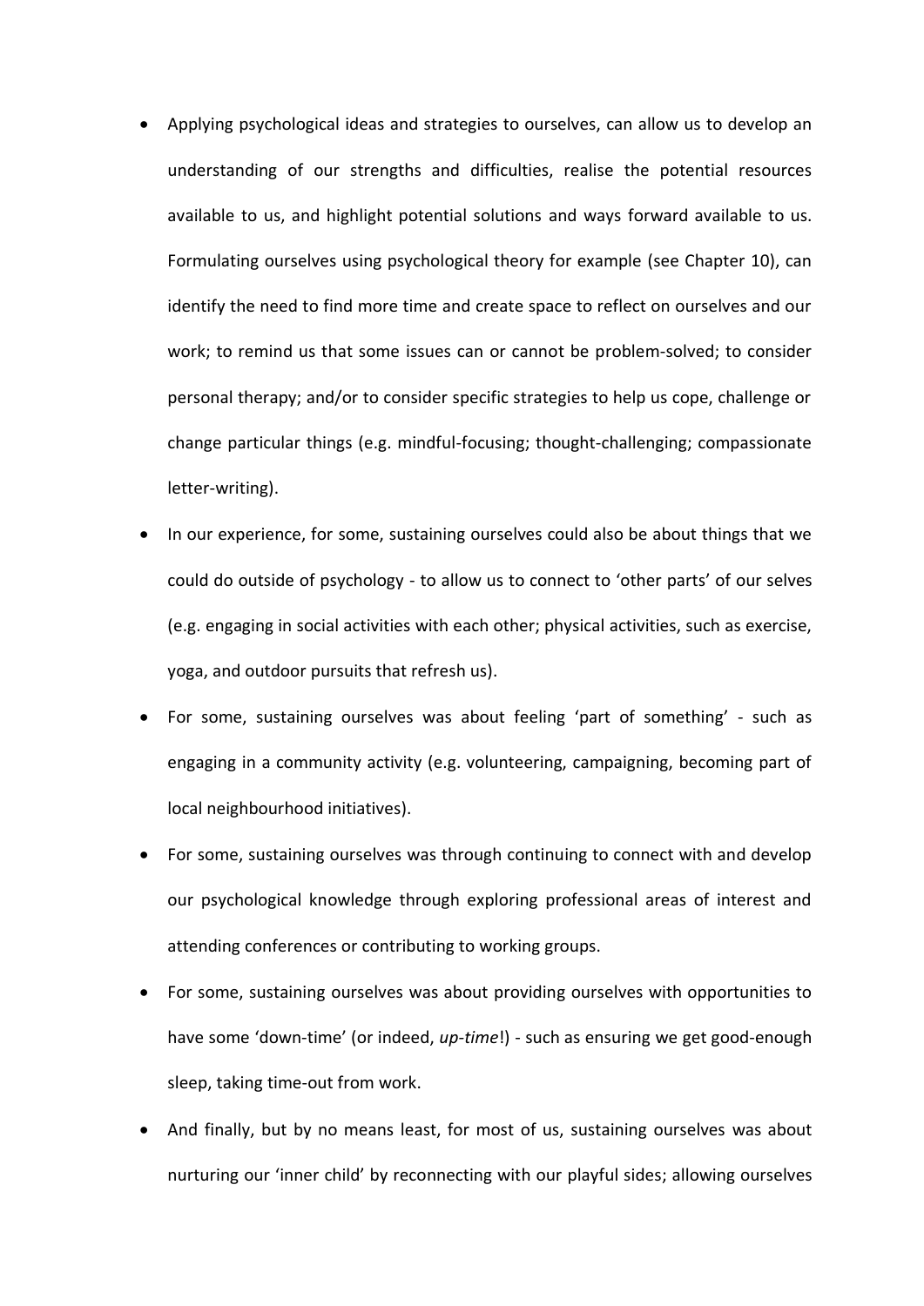- Applying psychological ideas and strategies to ourselves, can allow us to develop an understanding of our strengths and difficulties, realise the potential resources available to us, and highlight potential solutions and ways forward available to us. Formulating ourselves using psychological theory for example (see Chapter 10), can identify the need to find more time and create space to reflect on ourselves and our work; to remind us that some issues can or cannot be problem-solved; to consider personal therapy; and/or to consider specific strategies to help us cope, challenge or change particular things (e.g. mindful-focusing; thought-challenging; compassionate letter-writing).
- In our experience, for some, sustaining ourselves could also be about things that we could do outside of psychology - to allow us to connect to 'other parts' of our selves (e.g. engaging in social activities with each other; physical activities, such as exercise, yoga, and outdoor pursuits that refresh us).
- For some, sustaining ourselves was about feeling 'part of something' - such as engaging in a community activity (e.g. volunteering, campaigning, becoming part of local neighbourhood initiatives).
- For some, sustaining ourselves was through continuing to connect with and develop our psychological knowledge through exploring professional areas of interest and attending conferences or contributing to working groups.
- For some, sustaining ourselves was about providing ourselves with opportunities to have some 'down-time' (or indeed, *up-time*!) - such as ensuring we get good-enough sleep, taking time-out from work.
- And finally, but by no means least, for most of us, sustaining ourselves was about nurturing our 'inner child' by reconnecting with our playful sides; allowing ourselves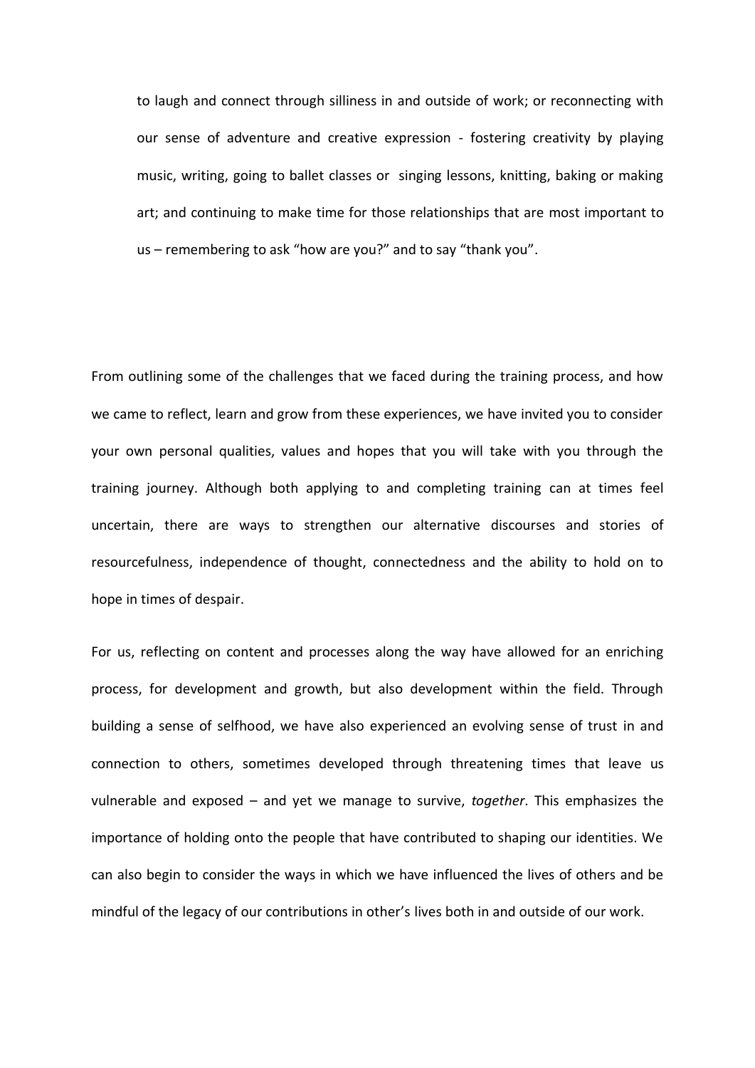to laugh and connect through silliness in and outside of work; or reconnecting with our sense of adventure and creative expression - fostering creativity by playing music, writing, going to ballet classes or singing lessons, knitting, baking or making art; and continuing to make time for those relationships that are most important to us – remembering to ask "how are you?" and to say "thank you".

From outlining some of the challenges that we faced during the training process, and how we came to reflect, learn and grow from these experiences, we have invited you to consider your own personal qualities, values and hopes that you will take with you through the training journey. Although both applying to and completing training can at times feel uncertain, there are ways to strengthen our alternative discourses and stories of resourcefulness, independence of thought, connectedness and the ability to hold on to hope in times of despair.

For us, reflecting on content and processes along the way have allowed for an enriching process, for development and growth, but also development within the field. Through building a sense of selfhood, we have also experienced an evolving sense of trust in and connection to others, sometimes developed through threatening times that leave us vulnerable and exposed – and yet we manage to survive, *together*. This emphasizes the importance of holding onto the people that have contributed to shaping our identities. We can also begin to consider the ways in which we have influenced the lives of others and be mindful of the legacy of our contributions in other's lives both in and outside of our work.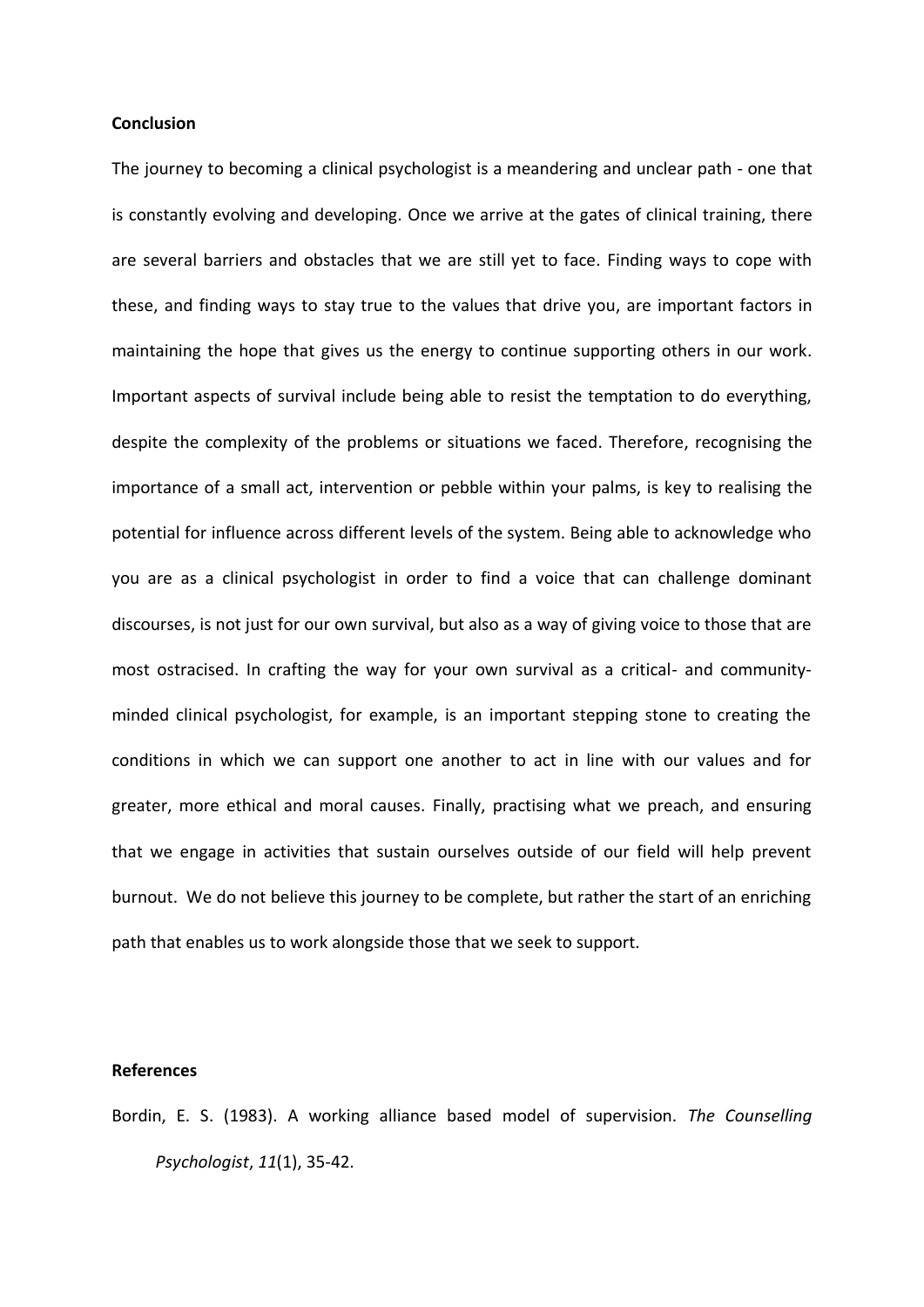**Conclusion**

The journey to becoming a clinical psychologist is a meandering and unclear path - one that is constantly evolving and developing. Once we arrive at the gates of clinical training, there are several barriers and obstacles that we are still yet to face. Finding ways to cope with these, and finding ways to stay true to the values that drive you, are important factors in maintaining the hope that gives us the energy to continue supporting others in our work. Important aspects of survival include being able to resist the temptation to do everything, despite the complexity of the problems or situations we faced. Therefore, recognising the importance of a small act, intervention or pebble within your palms, is key to realising the potential for influence across different levels of the system. Being able to acknowledge who you are as a clinical psychologist in order to find a voice that can challenge dominant discourses, is not just for our own survival, but also as a way of giving voice to those that are most ostracised. In crafting the way for your own survival as a critical- and community-minded clinical psychologist, for example, is an important stepping stone to creating the conditions in which we can support one another to act in line with our values and for greater, more ethical and moral causes. Finally, practising what we preach, and ensuring that we engage in activities that sustain ourselves outside of our field will help prevent burnout. We do not believe this journey to be complete, but rather the start of an enriching path that enables us to work alongside those that we seek to support.

**References**

Bordin, E. S. (1983). A working alliance based model of supervision. *The Counselling Psychologist*, *11*(1), 35-42.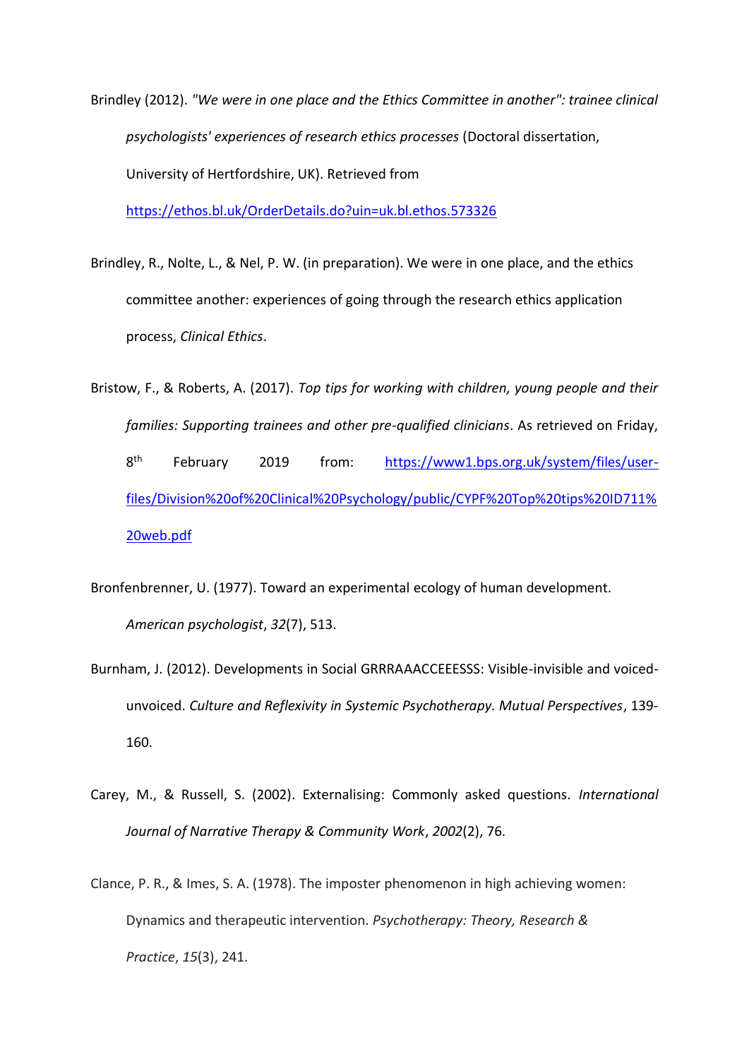Brindley (2012). *"We were in one place and the Ethics Committee in another": trainee clinical psychologists' experiences of research ethics processes* (Doctoral dissertation, University of Hertfordshire, UK). Retrieved from https://ethos.bl.uk/OrderDetails.do?uin=uk.bl.ethos.573326

Brindley, R., Nolte, L., & Nel, P. W. (in preparation). We were in one place, and the ethics committee another: experiences of going through the research ethics application process, *Clinical Ethics*.

Bristow, F., & Roberts, A. (2017). *Top tips for working with children, young people and their families: Supporting trainees and other pre-qualified clinicians*. As retrieved on Friday, 8th February 2019 from: https://www1.bps.org.uk/system/files/user-files/Division%20of%20Clinical%20Psychology/public/CYPF%20Top%20tips%20ID711%20web.pdf

Bronfenbrenner, U. (1977). Toward an experimental ecology of human development. *American psychologist*, *32*(7), 513.

Burnham, J. (2012). Developments in Social GRRRAAACCEEESSS: Visible-invisible and voiced-unvoiced. *Culture and Reflexivity in Systemic Psychotherapy. Mutual Perspectives*, 139-160.

Carey, M., & Russell, S. (2002). Externalising: Commonly asked questions. *International Journal of Narrative Therapy & Community Work*, *2002*(2), 76.

Clance, P. R., & Imes, S. A. (1978). The imposter phenomenon in high achieving women: Dynamics and therapeutic intervention. *Psychotherapy: Theory, Research & Practice*, *15*(3), 241.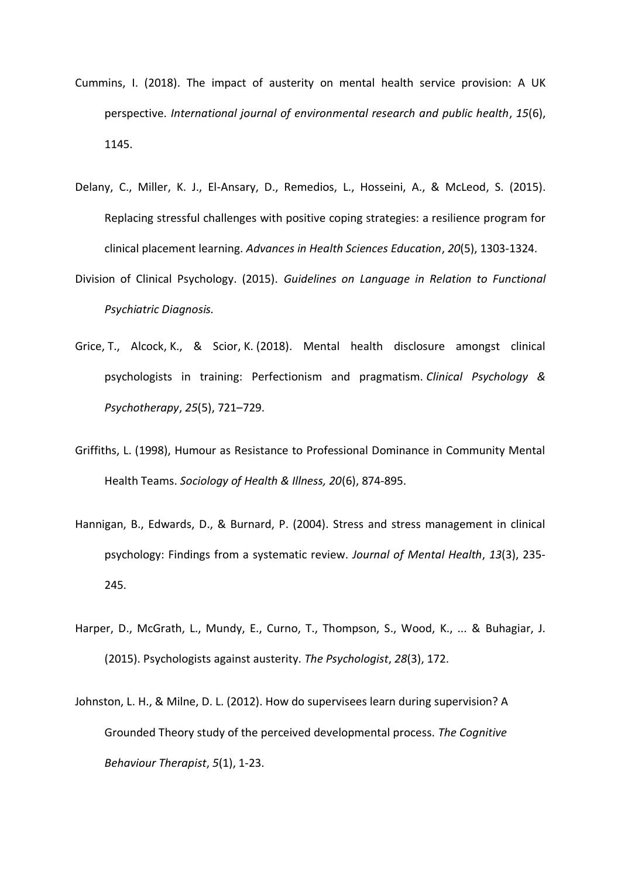Cummins, I. (2018). The impact of austerity on mental health service provision: A UK perspective. *International journal of environmental research and public health*, *15*(6), 1145.

Delany, C., Miller, K. J., El-Ansary, D., Remedios, L., Hosseini, A., & McLeod, S. (2015). Replacing stressful challenges with positive coping strategies: a resilience program for clinical placement learning. *Advances in Health Sciences Education*, *20*(5), 1303-1324.

Division of Clinical Psychology. (2015). *Guidelines on Language in Relation to Functional Psychiatric Diagnosis.*

Grice, T., Alcock, K., & Scior, K. (2018). Mental health disclosure amongst clinical psychologists in training: Perfectionism and pragmatism. *Clinical Psychology & Psychotherapy*, *25*(5), 721–729.

Griffiths, L. (1998), Humour as Resistance to Professional Dominance in Community Mental Health Teams. *Sociology of Health & Illness, 20*(6), 874-895.

Hannigan, B., Edwards, D., & Burnard, P. (2004). Stress and stress management in clinical psychology: Findings from a systematic review. *Journal of Mental Health*, *13*(3), 235-245.

Harper, D., McGrath, L., Mundy, E., Curno, T., Thompson, S., Wood, K., ... & Buhagiar, J. (2015). Psychologists against austerity. *The Psychologist*, *28*(3), 172.

Johnston, L. H., & Milne, D. L. (2012). How do supervisees learn during supervision? A Grounded Theory study of the perceived developmental process. *The Cognitive Behaviour Therapist*, *5*(1), 1-23.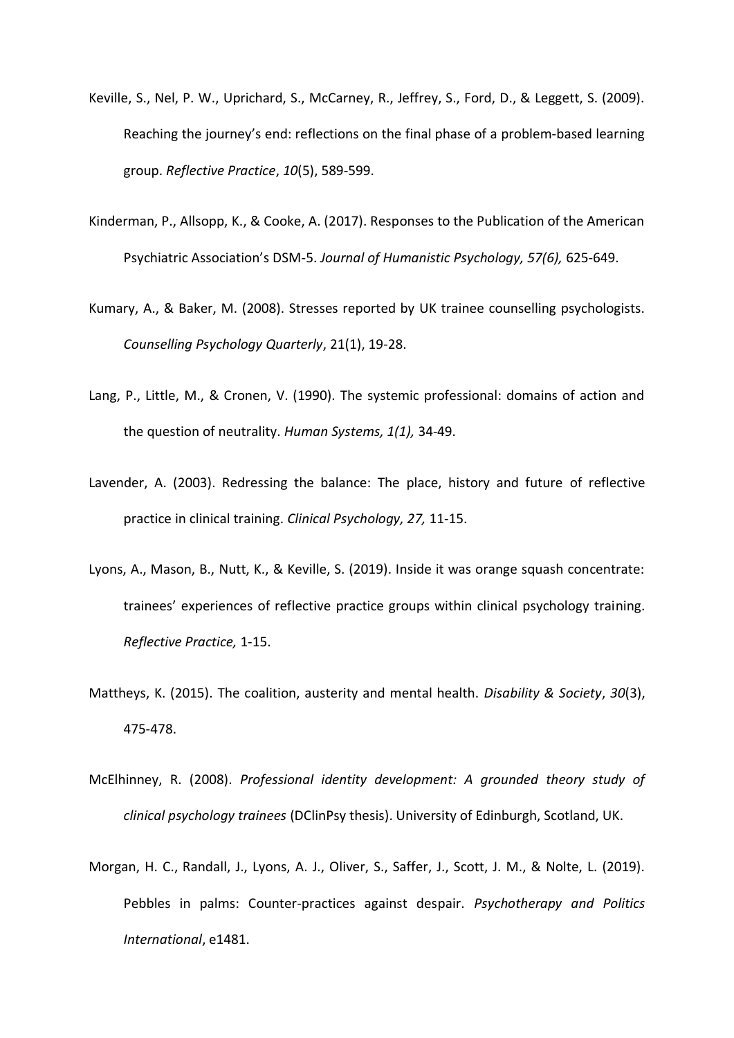Keville, S., Nel, P. W., Uprichard, S., McCarney, R., Jeffrey, S., Ford, D., & Leggett, S. (2009). Reaching the journey's end: reflections on the final phase of a problem-based learning group. *Reflective Practice*, *10*(5), 589-599.

Kinderman, P., Allsopp, K., & Cooke, A. (2017). Responses to the Publication of the American Psychiatric Association's DSM-5. *Journal of Humanistic Psychology, 57(6),* 625-649.

Kumary, A., & Baker, M. (2008). Stresses reported by UK trainee counselling psychologists. *Counselling Psychology Quarterly*, 21(1), 19-28.

Lang, P., Little, M., & Cronen, V. (1990). The systemic professional: domains of action and the question of neutrality. *Human Systems, 1(1),* 34-49.

Lavender, A. (2003). Redressing the balance: The place, history and future of reflective practice in clinical training. *Clinical Psychology, 27,* 11-15.

Lyons, A., Mason, B., Nutt, K., & Keville, S. (2019). Inside it was orange squash concentrate: trainees' experiences of reflective practice groups within clinical psychology training. *Reflective Practice,* 1-15.

Mattheys, K. (2015). The coalition, austerity and mental health. *Disability & Society*, *30*(3), 475-478.

McElhinney, R. (2008). *Professional identity development: A grounded theory study of clinical psychology trainees* (DClinPsy thesis). University of Edinburgh, Scotland, UK.

Morgan, H. C., Randall, J., Lyons, A. J., Oliver, S., Saffer, J., Scott, J. M., & Nolte, L. (2019). Pebbles in palms: Counter-practices against despair. *Psychotherapy and Politics International*, e1481.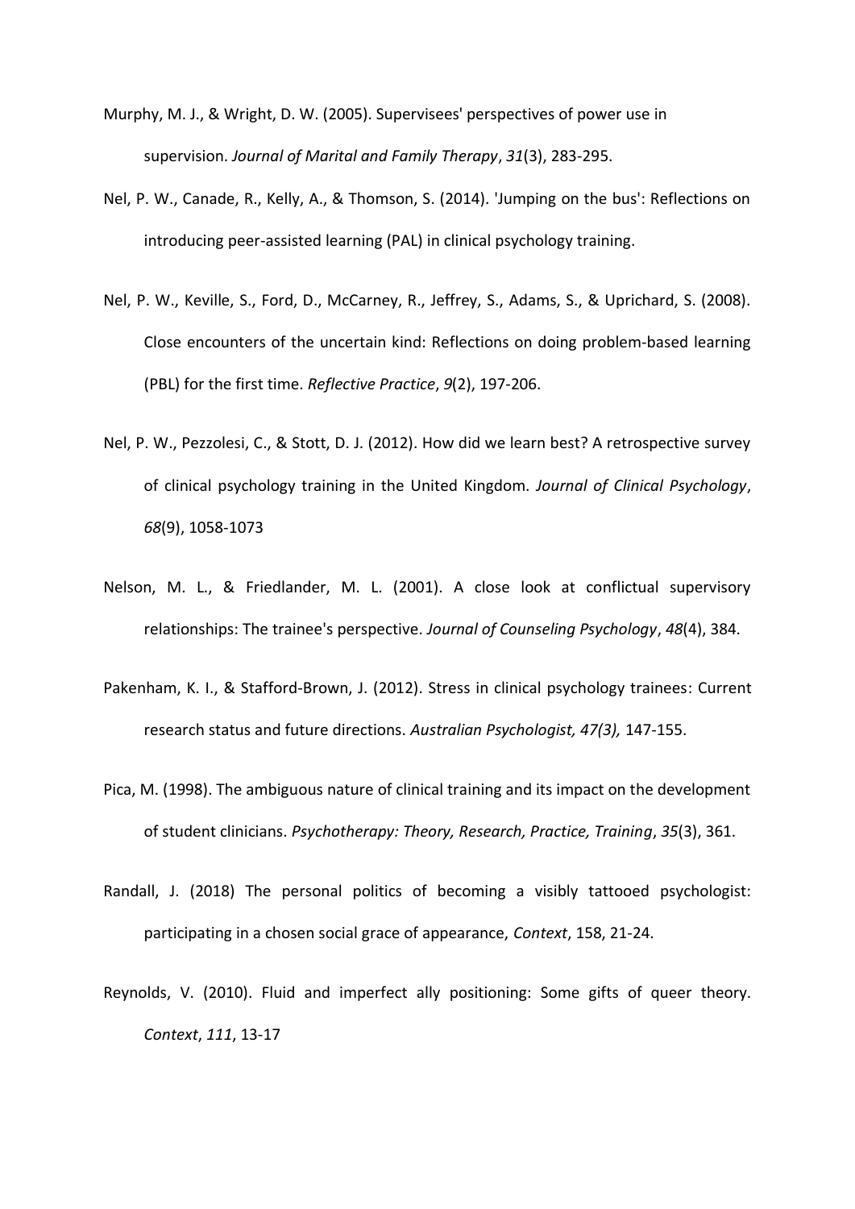Murphy, M. J., & Wright, D. W. (2005). Supervisees' perspectives of power use in supervision. *Journal of Marital and Family Therapy*, *31*(3), 283-295.

Nel, P. W., Canade, R., Kelly, A., & Thomson, S. (2014). 'Jumping on the bus': Reflections on introducing peer-assisted learning (PAL) in clinical psychology training.

Nel, P. W., Keville, S., Ford, D., McCarney, R., Jeffrey, S., Adams, S., & Uprichard, S. (2008). Close encounters of the uncertain kind: Reflections on doing problem-based learning (PBL) for the first time. *Reflective Practice*, *9*(2), 197-206.

Nel, P. W., Pezzolesi, C., & Stott, D. J. (2012). How did we learn best? A retrospective survey of clinical psychology training in the United Kingdom. *Journal of Clinical Psychology*, *68*(9), 1058-1073

Nelson, M. L., & Friedlander, M. L. (2001). A close look at conflictual supervisory relationships: The trainee's perspective. *Journal of Counseling Psychology*, *48*(4), 384.

Pakenham, K. I., & Stafford-Brown, J. (2012). Stress in clinical psychology trainees: Current research status and future directions. *Australian Psychologist, 47(3),* 147-155.

Pica, M. (1998). The ambiguous nature of clinical training and its impact on the development of student clinicians. *Psychotherapy: Theory, Research, Practice, Training*, *35*(3), 361.

Randall, J. (2018) The personal politics of becoming a visibly tattooed psychologist: participating in a chosen social grace of appearance, *Context*, 158, 21-24.

Reynolds, V. (2010). Fluid and imperfect ally positioning: Some gifts of queer theory. *Context*, *111*, 13-17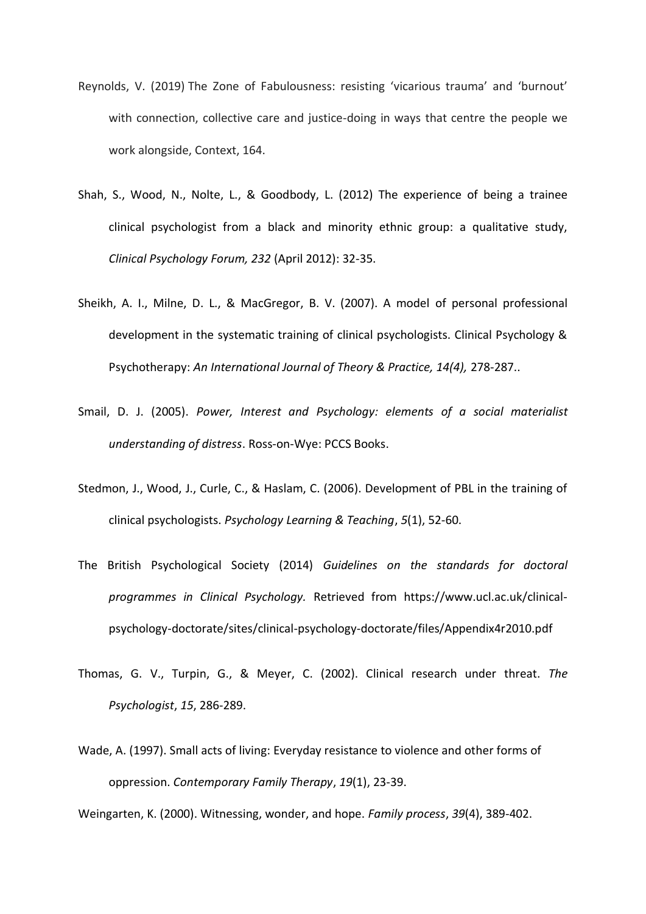Reynolds, V. (2019) The Zone of Fabulousness: resisting 'vicarious trauma' and 'burnout' with connection, collective care and justice-doing in ways that centre the people we work alongside, Context, 164.

Shah, S., Wood, N., Nolte, L., & Goodbody, L. (2012) The experience of being a trainee clinical psychologist from a black and minority ethnic group: a qualitative study, *Clinical Psychology Forum, 232* (April 2012): 32-35.

Sheikh, A. I., Milne, D. L., & MacGregor, B. V. (2007). A model of personal professional development in the systematic training of clinical psychologists. Clinical Psychology & Psychotherapy: *An International Journal of Theory & Practice, 14(4),* 278-287..

Smail, D. J. (2005). *Power, Interest and Psychology: elements of a social materialist understanding of distress*. Ross-on-Wye: PCCS Books.

Stedmon, J., Wood, J., Curle, C., & Haslam, C. (2006). Development of PBL in the training of clinical psychologists. *Psychology Learning & Teaching*, *5*(1), 52-60.

The British Psychological Society (2014) *Guidelines on the standards for doctoral programmes in Clinical Psychology.* Retrieved from https://www.ucl.ac.uk/clinical-psychology-doctorate/sites/clinical-psychology-doctorate/files/Appendix4r2010.pdf

Thomas, G. V., Turpin, G., & Meyer, C. (2002). Clinical research under threat. *The Psychologist*, *15*, 286-289.

Wade, A. (1997). Small acts of living: Everyday resistance to violence and other forms of oppression. *Contemporary Family Therapy*, *19*(1), 23-39.

Weingarten, K. (2000). Witnessing, wonder, and hope. *Family process*, *39*(4), 389-402.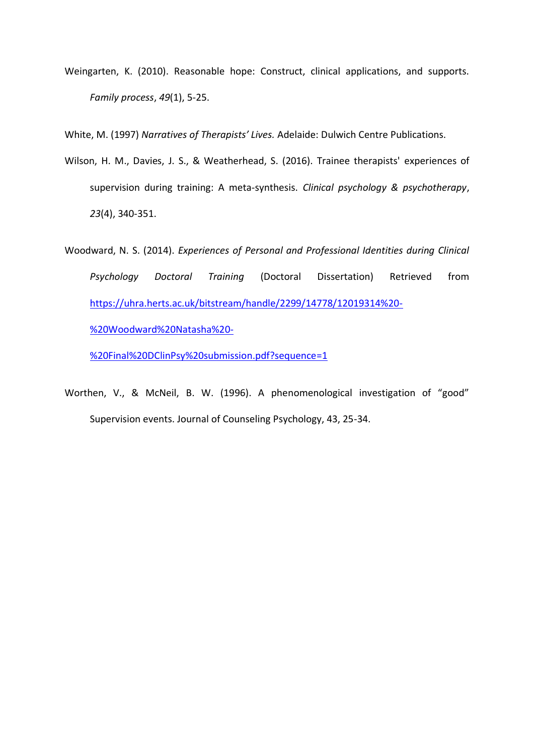Weingarten, K. (2010). Reasonable hope: Construct, clinical applications, and supports. *Family process*, *49*(1), 5-25.

White, M. (1997) *Narratives of Therapists' Lives.* Adelaide: Dulwich Centre Publications.

Wilson, H. M., Davies, J. S., & Weatherhead, S. (2016). Trainee therapists' experiences of supervision during training: A meta-synthesis. *Clinical psychology & psychotherapy*, *23*(4), 340-351.

Woodward, N. S. (2014). *Experiences of Personal and Professional Identities during Clinical Psychology Doctoral Training* (Doctoral Dissertation) Retrieved from https://uhra.herts.ac.uk/bitstream/handle/2299/14778/12019314%20-%20Woodward%20Natasha%20-%20Final%20DClinPsy%20submission.pdf?sequence=1

Worthen, V., & McNeil, B. W. (1996). A phenomenological investigation of "good" Supervision events. Journal of Counseling Psychology, 43, 25-34.